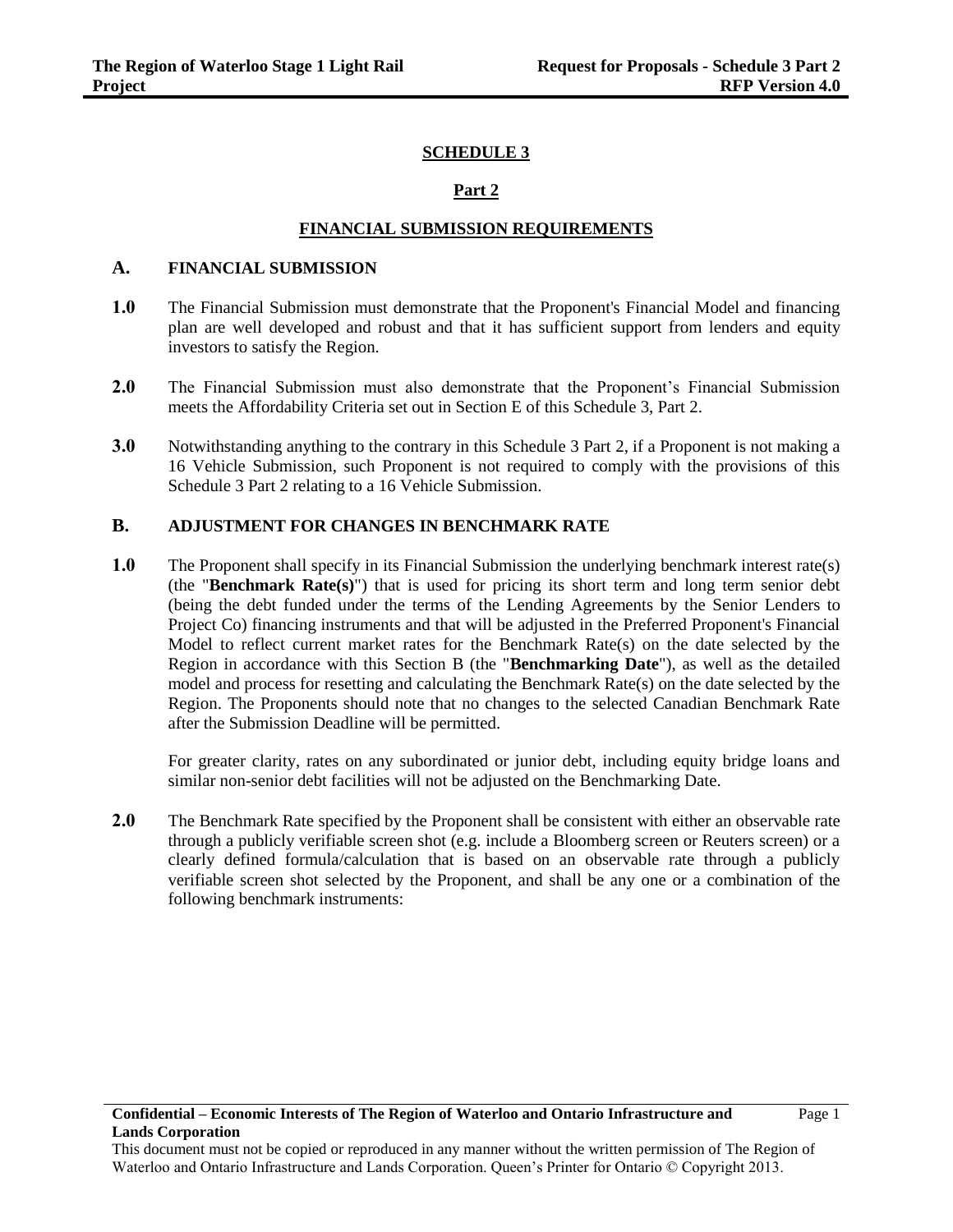# SCHEDULE 3

## Part 2

## FINANCIAL SUBMISSION REQUIREMENTS

### A. FINANCIAL SUBMISSION

**1.0** The Financial Submission must demonstrate that the Proponent's Financial Model and financing plan are well developed and robust and that it has sufficient support from lenders and equity investors to satisfy the Region.

**2.0** The Financial Submission must also demonstrate that the Proponent's Financial Submission meets the Affordability Criteria set out in Section E of this Schedule 3, Part 2.

**3.0** Notwithstanding anything to the contrary in this Schedule 3 Part 2, if a Proponent is not making a 16 Vehicle Submission, such Proponent is not required to comply with the provisions of this Schedule 3 Part 2 relating to a 16 Vehicle Submission.

### B. ADJUSTMENT FOR CHANGES IN BENCHMARK RATE

**1.0** The Proponent shall specify in its Financial Submission the underlying benchmark interest rate(s) (the "**Benchmark Rate(s)**") that is used for pricing its short term and long term senior debt (being the debt funded under the terms of the Lending Agreements by the Senior Lenders to Project Co) financing instruments and that will be adjusted in the Preferred Proponent's Financial Model to reflect current market rates for the Benchmark Rate(s) on the date selected by the Region in accordance with this Section B (the "**Benchmarking Date**"), as well as the detailed model and process for resetting and calculating the Benchmark Rate(s) on the date selected by the Region. The Proponents should note that no changes to the selected Canadian Benchmark Rate after the Submission Deadline will be permitted.

For greater clarity, rates on any subordinated or junior debt, including equity bridge loans and similar non-senior debt facilities will not be adjusted on the Benchmarking Date.

**2.0** The Benchmark Rate specified by the Proponent shall be consistent with either an observable rate through a publicly verifiable screen shot (e.g. include a Bloomberg screen or Reuters screen) or a clearly defined formula/calculation that is based on an observable rate through a publicly verifiable screen shot selected by the Proponent, and shall be any one or a combination of the following benchmark instruments: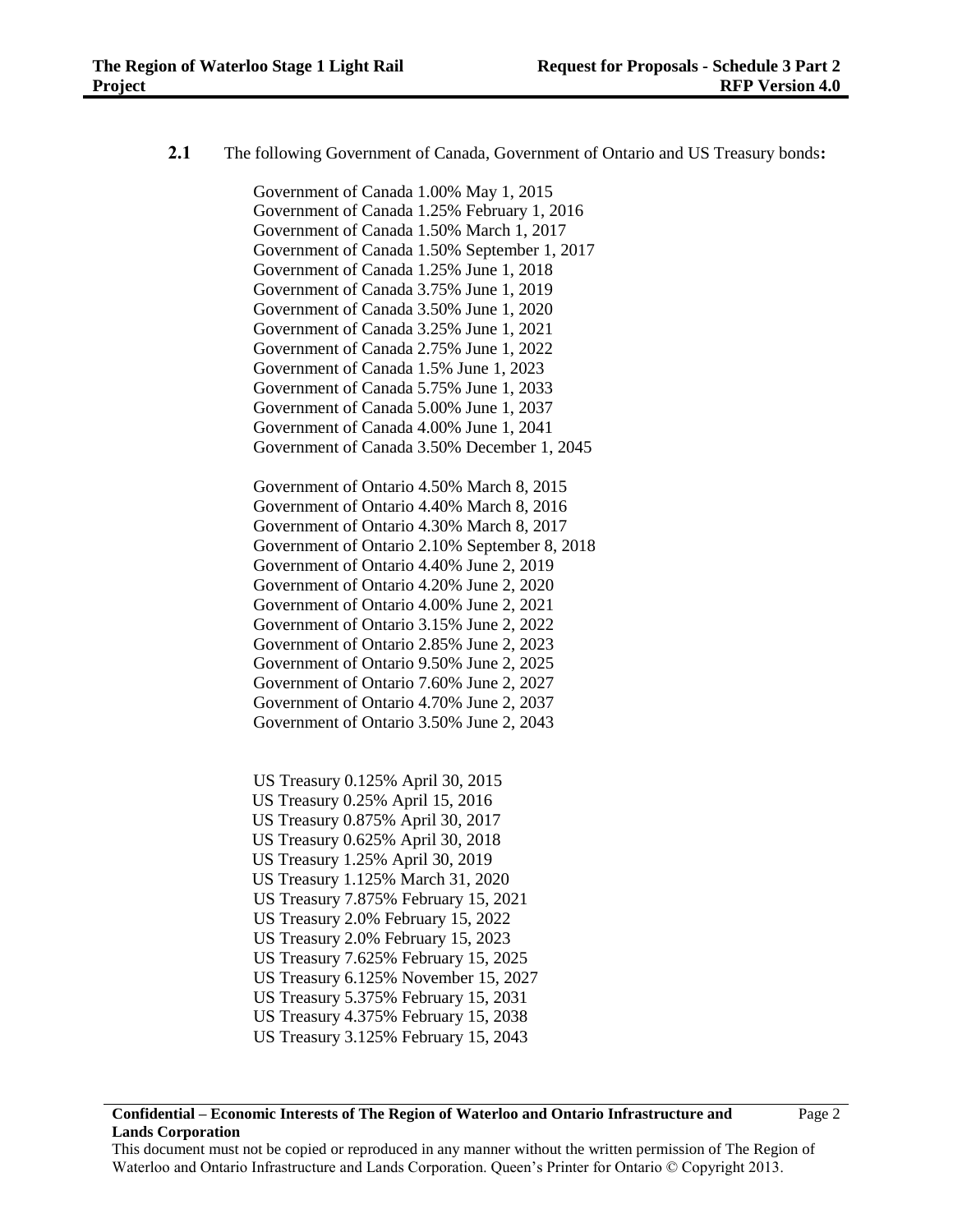**2.1** The following Government of Canada, Government of Ontario and US Treasury bonds**:**

Government of Canada 1.00% May 1, 2015
Government of Canada 1.25% February 1, 2016
Government of Canada 1.50% March 1, 2017
Government of Canada 1.50% September 1, 2017
Government of Canada 1.25% June 1, 2018
Government of Canada 3.75% June 1, 2019
Government of Canada 3.50% June 1, 2020
Government of Canada 3.25% June 1, 2021
Government of Canada 2.75% June 1, 2022
Government of Canada 1.5% June 1, 2023
Government of Canada 5.75% June 1, 2033
Government of Canada 5.00% June 1, 2037
Government of Canada 4.00% June 1, 2041
Government of Canada 3.50% December 1, 2045

Government of Ontario 4.50% March 8, 2015
Government of Ontario 4.40% March 8, 2016
Government of Ontario 4.30% March 8, 2017
Government of Ontario 2.10% September 8, 2018
Government of Ontario 4.40% June 2, 2019
Government of Ontario 4.20% June 2, 2020
Government of Ontario 4.00% June 2, 2021
Government of Ontario 3.15% June 2, 2022
Government of Ontario 2.85% June 2, 2023
Government of Ontario 9.50% June 2, 2025
Government of Ontario 7.60% June 2, 2027
Government of Ontario 4.70% June 2, 2037
Government of Ontario 3.50% June 2, 2043

US Treasury 0.125% April 30, 2015
US Treasury 0.25% April 15, 2016
US Treasury 0.875% April 30, 2017
US Treasury 0.625% April 30, 2018
US Treasury 1.25% April 30, 2019
US Treasury 1.125% March 31, 2020
US Treasury 7.875% February 15, 2021
US Treasury 2.0% February 15, 2022
US Treasury 2.0% February 15, 2023
US Treasury 7.625% February 15, 2025
US Treasury 6.125% November 15, 2027
US Treasury 5.375% February 15, 2031
US Treasury 4.375% February 15, 2038
US Treasury 3.125% February 15, 2043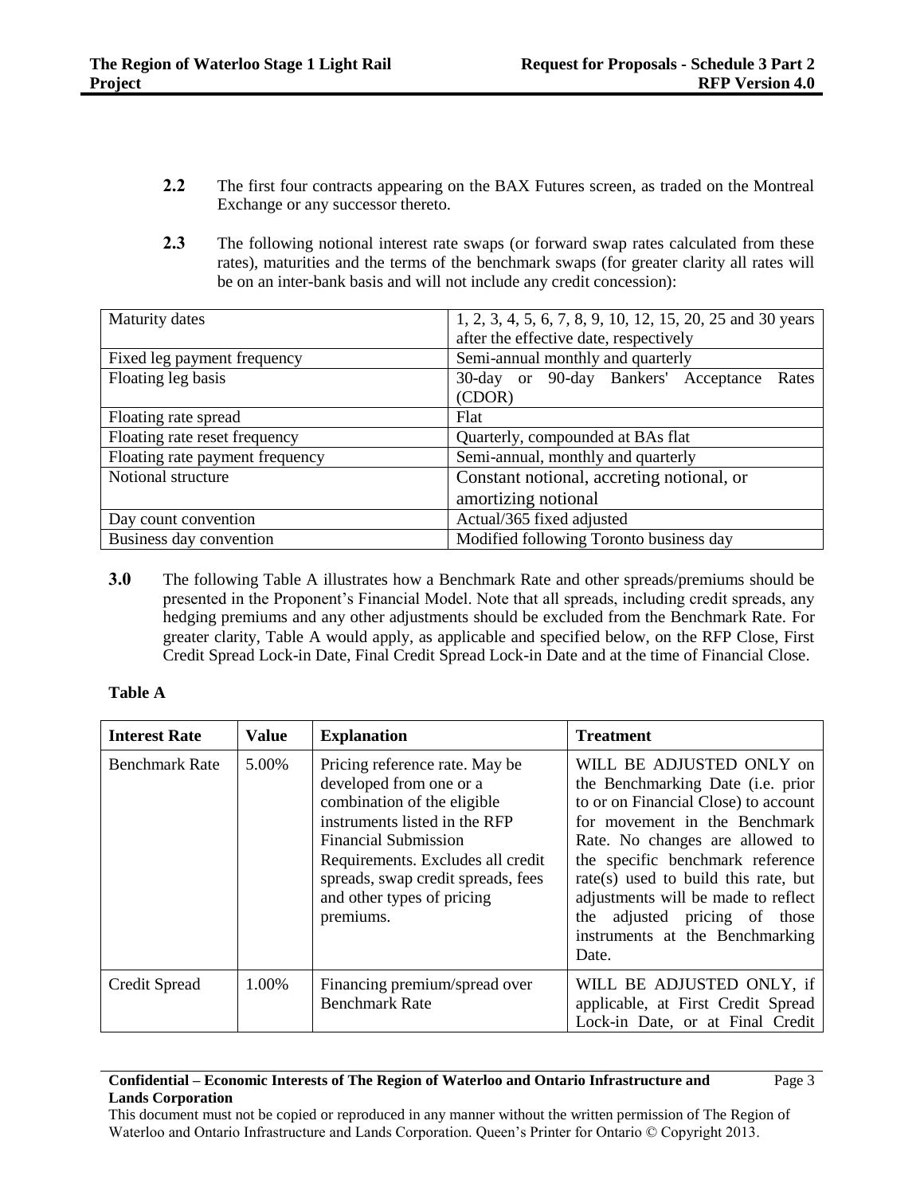**2.2** The first four contracts appearing on the BAX Futures screen, as traded on the Montreal Exchange or any successor thereto.

**2.3** The following notional interest rate swaps (or forward swap rates calculated from these rates), maturities and the terms of the benchmark swaps (for greater clarity all rates will be on an inter-bank basis and will not include any credit concession):

| | |
|---|---|
| Maturity dates | 1, 2, 3, 4, 5, 6, 7, 8, 9, 10, 12, 15, 20, 25 and 30 years after the effective date, respectively |
| Fixed leg payment frequency | Semi-annual monthly and quarterly |
| Floating leg basis | 30-day or 90-day Bankers' Acceptance Rates (CDOR) |
| Floating rate spread | Flat |
| Floating rate reset frequency | Quarterly, compounded at BAs flat |
| Floating rate payment frequency | Semi-annual, monthly and quarterly |
| Notional structure | Constant notional, accreting notional, or amortizing notional |
| Day count convention | Actual/365 fixed adjusted |
| Business day convention | Modified following Toronto business day |

**3.0** The following Table A illustrates how a Benchmark Rate and other spreads/premiums should be presented in the Proponent's Financial Model. Note that all spreads, including credit spreads, any hedging premiums and any other adjustments should be excluded from the Benchmark Rate. For greater clarity, Table A would apply, as applicable and specified below, on the RFP Close, First Credit Spread Lock-in Date, Final Credit Spread Lock-in Date and at the time of Financial Close.

**Table A**

| Interest Rate | Value | Explanation | Treatment |
|---|---|---|---|
| Benchmark Rate | 5.00% | Pricing reference rate. May be developed from one or a combination of the eligible instruments listed in the RFP Financial Submission Requirements. Excludes all credit spreads, swap credit spreads, fees and other types of pricing premiums. | WILL BE ADJUSTED ONLY on the Benchmarking Date (i.e. prior to or on Financial Close) to account for movement in the Benchmark Rate. No changes are allowed to the specific benchmark reference rate(s) used to build this rate, but adjustments will be made to reflect the adjusted pricing of those instruments at the Benchmarking Date. |
| Credit Spread | 1.00% | Financing premium/spread over Benchmark Rate | WILL BE ADJUSTED ONLY, if applicable, at First Credit Spread Lock-in Date, or at Final Credit |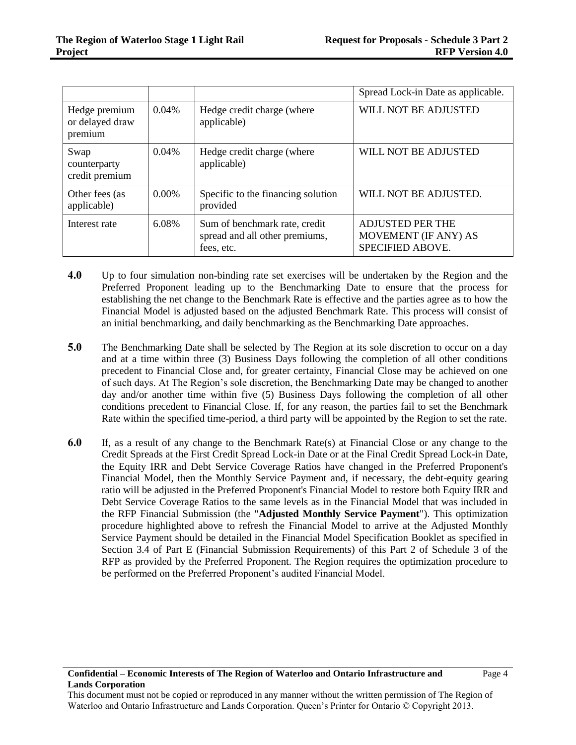| | | | Spread Lock-in Date as applicable. |
|---|---|---|---|
| Hedge premium or delayed draw premium | 0.04% | Hedge credit charge (where applicable) | WILL NOT BE ADJUSTED |
| Swap counterparty credit premium | 0.04% | Hedge credit charge (where applicable) | WILL NOT BE ADJUSTED |
| Other fees (as applicable) | 0.00% | Specific to the financing solution provided | WILL NOT BE ADJUSTED. |
| Interest rate | 6.08% | Sum of benchmark rate, credit spread and all other premiums, fees, etc. | ADJUSTED PER THE MOVEMENT (IF ANY) AS SPECIFIED ABOVE. |

**4.0** Up to four simulation non-binding rate set exercises will be undertaken by the Region and the Preferred Proponent leading up to the Benchmarking Date to ensure that the process for establishing the net change to the Benchmark Rate is effective and the parties agree as to how the Financial Model is adjusted based on the adjusted Benchmark Rate. This process will consist of an initial benchmarking, and daily benchmarking as the Benchmarking Date approaches.

**5.0** The Benchmarking Date shall be selected by The Region at its sole discretion to occur on a day and at a time within three (3) Business Days following the completion of all other conditions precedent to Financial Close and, for greater certainty, Financial Close may be achieved on one of such days. At The Region's sole discretion, the Benchmarking Date may be changed to another day and/or another time within five (5) Business Days following the completion of all other conditions precedent to Financial Close. If, for any reason, the parties fail to set the Benchmark Rate within the specified time-period, a third party will be appointed by the Region to set the rate.

**6.0** If, as a result of any change to the Benchmark Rate(s) at Financial Close or any change to the Credit Spreads at the First Credit Spread Lock-in Date or at the Final Credit Spread Lock-in Date, the Equity IRR and Debt Service Coverage Ratios have changed in the Preferred Proponent's Financial Model, then the Monthly Service Payment and, if necessary, the debt-equity gearing ratio will be adjusted in the Preferred Proponent's Financial Model to restore both Equity IRR and Debt Service Coverage Ratios to the same levels as in the Financial Model that was included in the RFP Financial Submission (the "**Adjusted Monthly Service Payment**"). This optimization procedure highlighted above to refresh the Financial Model to arrive at the Adjusted Monthly Service Payment should be detailed in the Financial Model Specification Booklet as specified in Section 3.4 of Part E (Financial Submission Requirements) of this Part 2 of Schedule 3 of the RFP as provided by the Preferred Proponent. The Region requires the optimization procedure to be performed on the Preferred Proponent's audited Financial Model.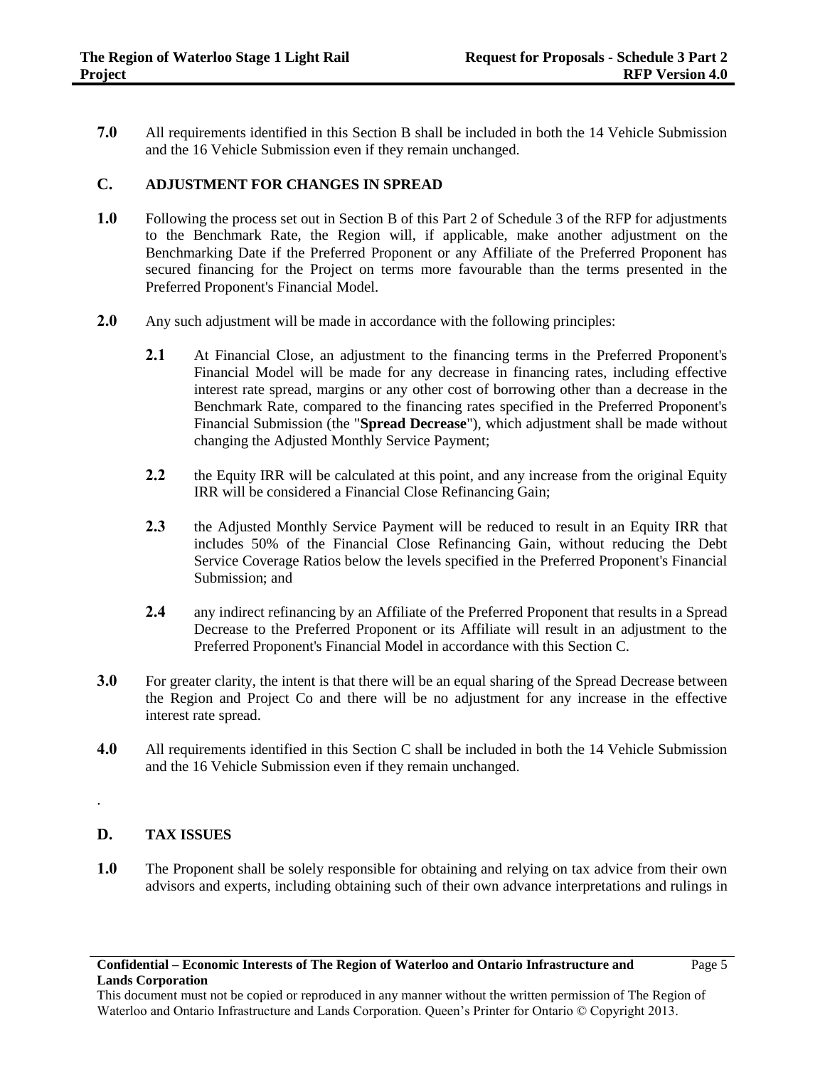**7.0** All requirements identified in this Section B shall be included in both the 14 Vehicle Submission and the 16 Vehicle Submission even if they remain unchanged.

## C. ADJUSTMENT FOR CHANGES IN SPREAD

**1.0** Following the process set out in Section B of this Part 2 of Schedule 3 of the RFP for adjustments to the Benchmark Rate, the Region will, if applicable, make another adjustment on the Benchmarking Date if the Preferred Proponent or any Affiliate of the Preferred Proponent has secured financing for the Project on terms more favourable than the terms presented in the Preferred Proponent's Financial Model.

**2.0** Any such adjustment will be made in accordance with the following principles:

**2.1** At Financial Close, an adjustment to the financing terms in the Preferred Proponent's Financial Model will be made for any decrease in financing rates, including effective interest rate spread, margins or any other cost of borrowing other than a decrease in the Benchmark Rate, compared to the financing rates specified in the Preferred Proponent's Financial Submission (the "**Spread Decrease**"), which adjustment shall be made without changing the Adjusted Monthly Service Payment;

**2.2** the Equity IRR will be calculated at this point, and any increase from the original Equity IRR will be considered a Financial Close Refinancing Gain;

**2.3** the Adjusted Monthly Service Payment will be reduced to result in an Equity IRR that includes 50% of the Financial Close Refinancing Gain, without reducing the Debt Service Coverage Ratios below the levels specified in the Preferred Proponent's Financial Submission; and

**2.4** any indirect refinancing by an Affiliate of the Preferred Proponent that results in a Spread Decrease to the Preferred Proponent or its Affiliate will result in an adjustment to the Preferred Proponent's Financial Model in accordance with this Section C.

**3.0** For greater clarity, the intent is that there will be an equal sharing of the Spread Decrease between the Region and Project Co and there will be no adjustment for any increase in the effective interest rate spread.

**4.0** All requirements identified in this Section C shall be included in both the 14 Vehicle Submission and the 16 Vehicle Submission even if they remain unchanged.

.

## D. TAX ISSUES

**1.0** The Proponent shall be solely responsible for obtaining and relying on tax advice from their own advisors and experts, including obtaining such of their own advance interpretations and rulings in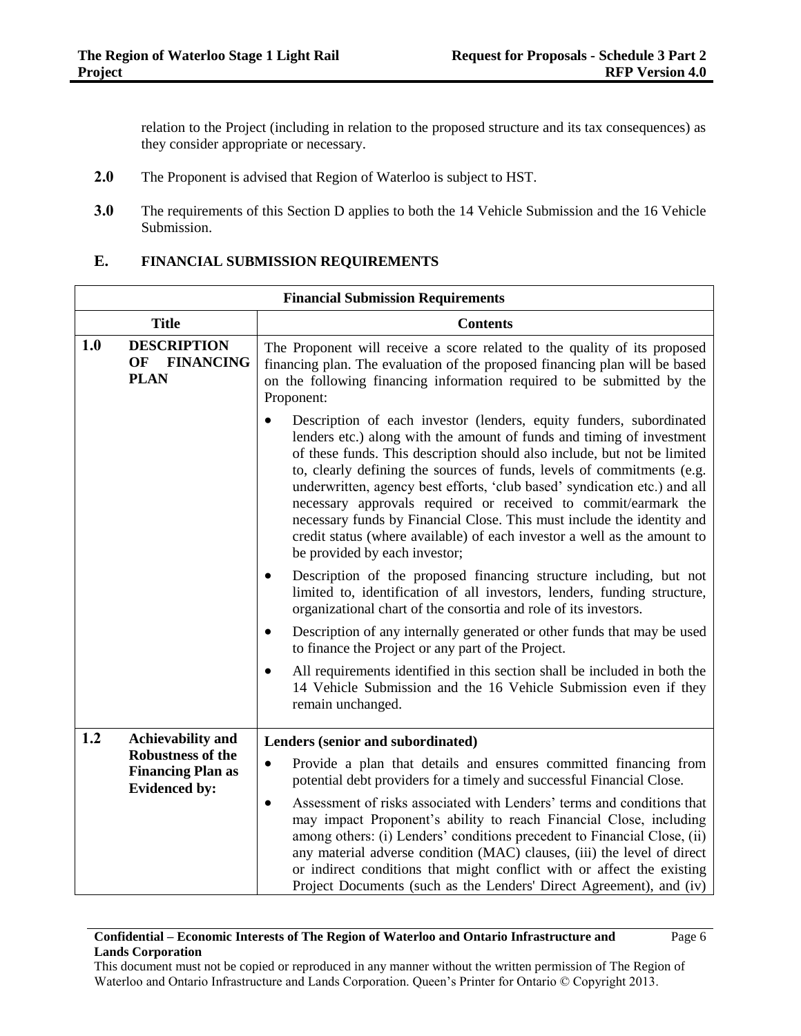relation to the Project (including in relation to the proposed structure and its tax consequences) as they consider appropriate or necessary.

**2.0** The Proponent is advised that Region of Waterloo is subject to HST.

**3.0** The requirements of this Section D applies to both the 14 Vehicle Submission and the 16 Vehicle Submission.

## E. FINANCIAL SUBMISSION REQUIREMENTS

| Financial Submission Requirements | |
|---|---|
| **Title** | **Contents** |
| **1.0 DESCRIPTION OF FINANCING PLAN** | The Proponent will receive a score related to the quality of its proposed financing plan. The evaluation of the proposed financing plan will be based on the following financing information required to be submitted by the Proponent:<br>• Description of each investor (lenders, equity funders, subordinated lenders etc.) along with the amount of funds and timing of investment of these funds. This description should also include, but not be limited to, clearly defining the sources of funds, levels of commitments (e.g. underwritten, agency best efforts, 'club based' syndication etc.) and all necessary approvals required or received to commit/earmark the necessary funds by Financial Close. This must include the identity and credit status (where available) of each investor a well as the amount to be provided by each investor;<br>• Description of the proposed financing structure including, but not limited to, identification of all investors, lenders, funding structure, organizational chart of the consortia and role of its investors.<br>• Description of any internally generated or other funds that may be used to finance the Project or any part of the Project.<br>• All requirements identified in this section shall be included in both the 14 Vehicle Submission and the 16 Vehicle Submission even if they remain unchanged. |
| **1.2 Achievability and Robustness of the Financing Plan as Evidenced by:** | **Lenders (senior and subordinated)**<br>• Provide a plan that details and ensures committed financing from potential debt providers for a timely and successful Financial Close.<br>• Assessment of risks associated with Lenders' terms and conditions that may impact Proponent's ability to reach Financial Close, including among others: (i) Lenders' conditions precedent to Financial Close, (ii) any material adverse condition (MAC) clauses, (iii) the level of direct or indirect conditions that might conflict with or affect the existing Project Documents (such as the Lenders' Direct Agreement), and (iv) |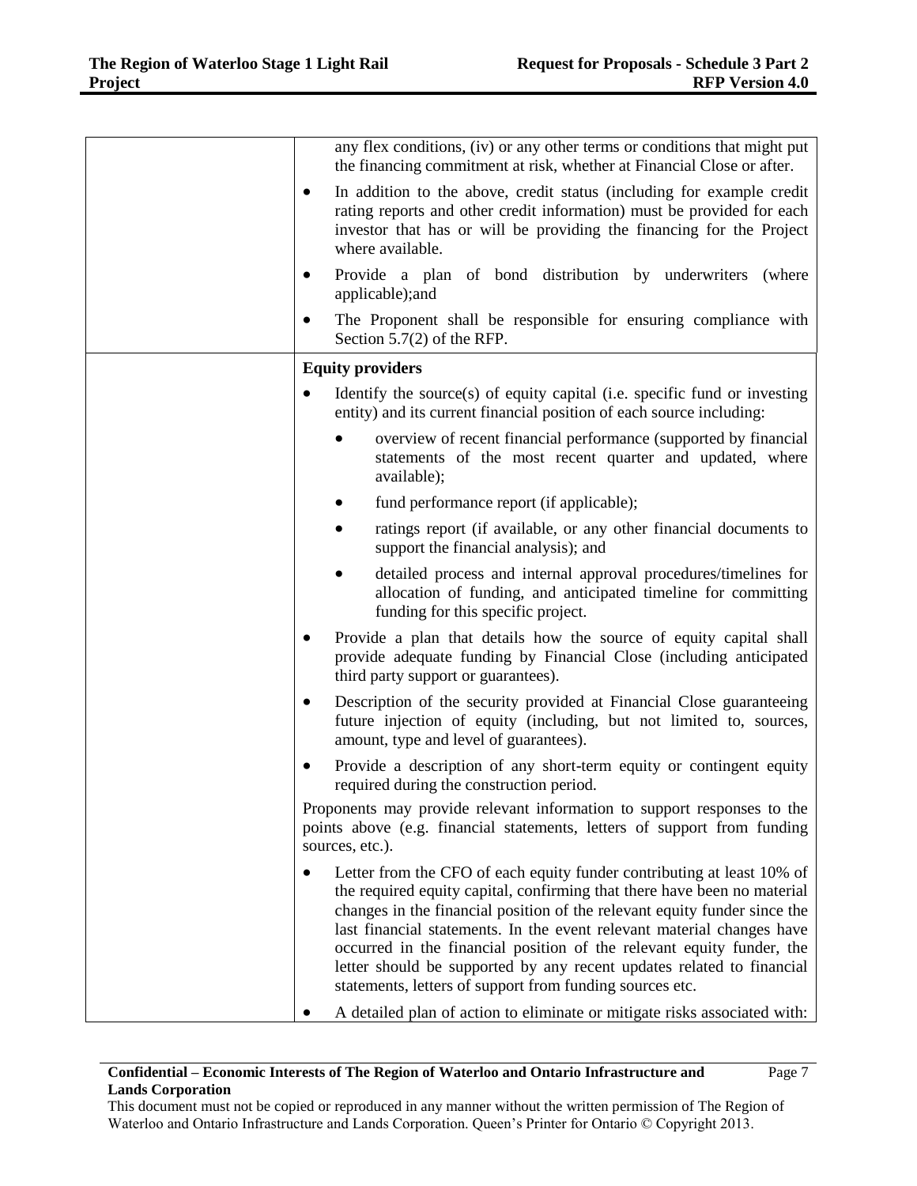| | |
|---|---|
| | any flex conditions, (iv) or any other terms or conditions that might put the financing commitment at risk, whether at Financial Close or after.<br>• In addition to the above, credit status (including for example credit rating reports and other credit information) must be provided for each investor that has or will be providing the financing for the Project where available.<br>• Provide a plan of bond distribution by underwriters (where applicable);and<br>• The Proponent shall be responsible for ensuring compliance with Section 5.7(2) of the RFP. |
| | **Equity providers**<br>• Identify the source(s) of equity capital (i.e. specific fund or investing entity) and its current financial position of each source including:<br>  • overview of recent financial performance (supported by financial statements of the most recent quarter and updated, where available);<br>  • fund performance report (if applicable);<br>  • ratings report (if available, or any other financial documents to support the financial analysis); and<br>  • detailed process and internal approval procedures/timelines for allocation of funding, and anticipated timeline for committing funding for this specific project.<br>• Provide a plan that details how the source of equity capital shall provide adequate funding by Financial Close (including anticipated third party support or guarantees).<br>• Description of the security provided at Financial Close guaranteeing future injection of equity (including, but not limited to, sources, amount, type and level of guarantees).<br>• Provide a description of any short-term equity or contingent equity required during the construction period.<br>Proponents may provide relevant information to support responses to the points above (e.g. financial statements, letters of support from funding sources, etc.).<br>• Letter from the CFO of each equity funder contributing at least 10% of the required equity capital, confirming that there have been no material changes in the financial position of the relevant equity funder since the last financial statements. In the event relevant material changes have occurred in the financial position of the relevant equity funder, the letter should be supported by any recent updates related to financial statements, letters of support from funding sources etc.<br>• A detailed plan of action to eliminate or mitigate risks associated with: |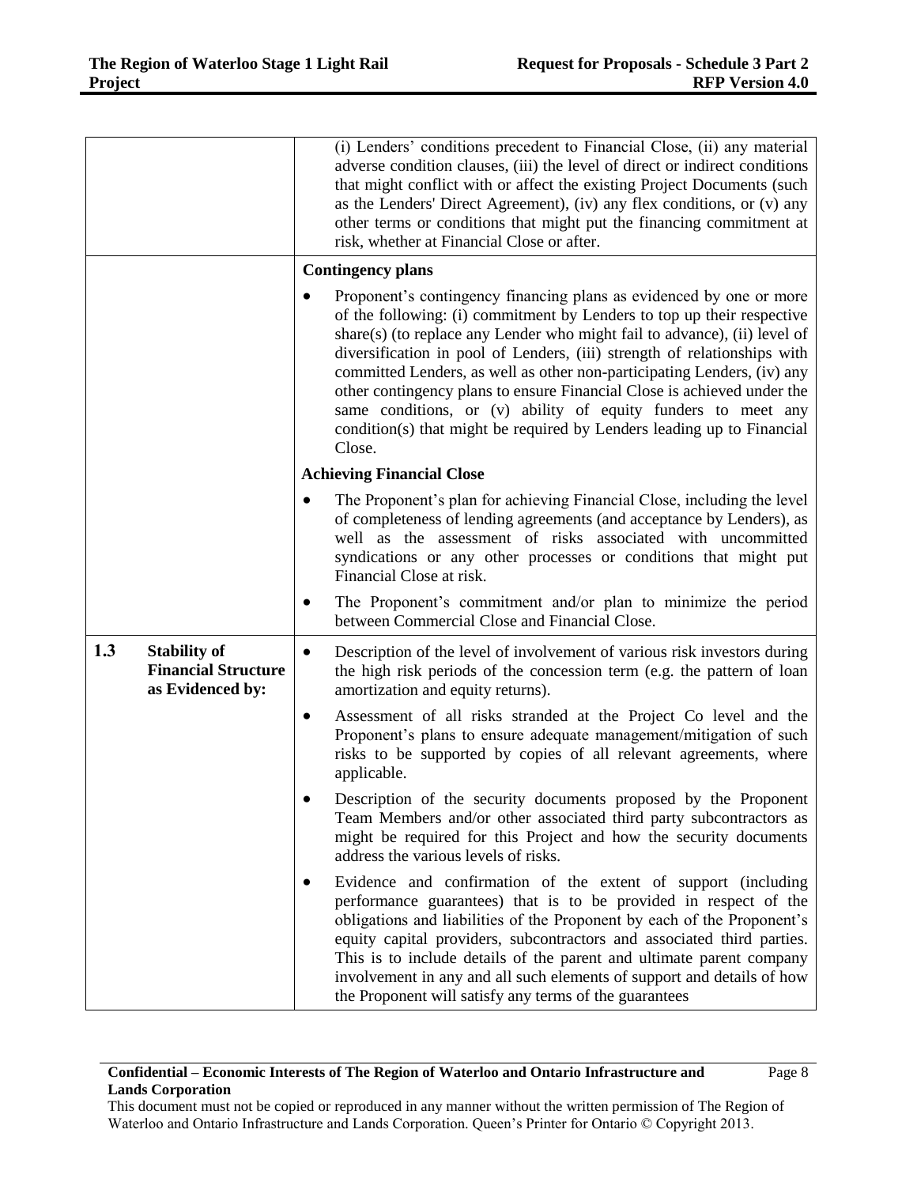| | | |
|---|---|---|
| | | (i) Lenders' conditions precedent to Financial Close, (ii) any material adverse condition clauses, (iii) the level of direct or indirect conditions that might conflict with or affect the existing Project Documents (such as the Lenders' Direct Agreement), (iv) any flex conditions, or (v) any other terms or conditions that might put the financing commitment at risk, whether at Financial Close or after. |
| | | **Contingency plans**<br><br>• Proponent's contingency financing plans as evidenced by one or more of the following: (i) commitment by Lenders to top up their respective share(s) (to replace any Lender who might fail to advance), (ii) level of diversification in pool of Lenders, (iii) strength of relationships with committed Lenders, as well as other non-participating Lenders, (iv) any other contingency plans to ensure Financial Close is achieved under the same conditions, or (v) ability of equity funders to meet any condition(s) that might be required by Lenders leading up to Financial Close. |
| | | **Achieving Financial Close**<br><br>• The Proponent's plan for achieving Financial Close, including the level of completeness of lending agreements (and acceptance by Lenders), as well as the assessment of risks associated with uncommitted syndications or any other processes or conditions that might put Financial Close at risk.<br><br>• The Proponent's commitment and/or plan to minimize the period between Commercial Close and Financial Close. |
| **1.3** | **Stability of Financial Structure as Evidenced by:** | • Description of the level of involvement of various risk investors during the high risk periods of the concession term (e.g. the pattern of loan amortization and equity returns).<br><br>• Assessment of all risks stranded at the Project Co level and the Proponent's plans to ensure adequate management/mitigation of such risks to be supported by copies of all relevant agreements, where applicable.<br><br>• Description of the security documents proposed by the Proponent Team Members and/or other associated third party subcontractors as might be required for this Project and how the security documents address the various levels of risks.<br><br>• Evidence and confirmation of the extent of support (including performance guarantees) that is to be provided in respect of the obligations and liabilities of the Proponent by each of the Proponent's equity capital providers, subcontractors and associated third parties. This is to include details of the parent and ultimate parent company involvement in any and all such elements of support and details of how the Proponent will satisfy any terms of the guarantees |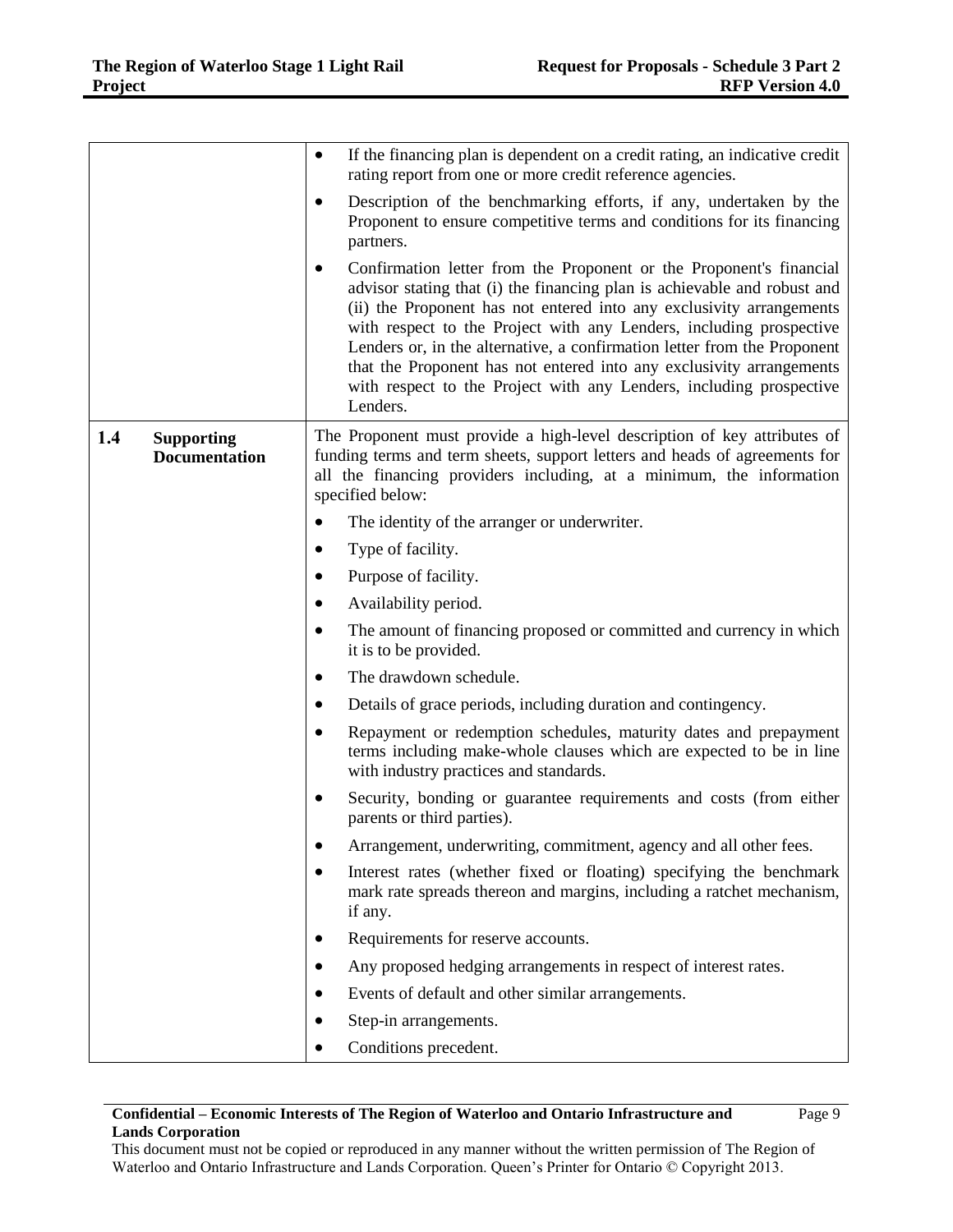| | |
|---|---|
| | • If the financing plan is dependent on a credit rating, an indicative credit rating report from one or more credit reference agencies.<br>• Description of the benchmarking efforts, if any, undertaken by the Proponent to ensure competitive terms and conditions for its financing partners.<br>• Confirmation letter from the Proponent or the Proponent's financial advisor stating that (i) the financing plan is achievable and robust and (ii) the Proponent has not entered into any exclusivity arrangements with respect to the Project with any Lenders, including prospective Lenders or, in the alternative, a confirmation letter from the Proponent that the Proponent has not entered into any exclusivity arrangements with respect to the Project with any Lenders, including prospective Lenders. |
| **1.4 Supporting Documentation** | The Proponent must provide a high-level description of key attributes of funding terms and term sheets, support letters and heads of agreements for all the financing providers including, at a minimum, the information specified below:<br>• The identity of the arranger or underwriter.<br>• Type of facility.<br>• Purpose of facility.<br>• Availability period.<br>• The amount of financing proposed or committed and currency in which it is to be provided.<br>• The drawdown schedule.<br>• Details of grace periods, including duration and contingency.<br>• Repayment or redemption schedules, maturity dates and prepayment terms including make-whole clauses which are expected to be in line with industry practices and standards.<br>• Security, bonding or guarantee requirements and costs (from either parents or third parties).<br>• Arrangement, underwriting, commitment, agency and all other fees.<br>• Interest rates (whether fixed or floating) specifying the benchmark mark rate spreads thereon and margins, including a ratchet mechanism, if any.<br>• Requirements for reserve accounts.<br>• Any proposed hedging arrangements in respect of interest rates.<br>• Events of default and other similar arrangements.<br>• Step-in arrangements.<br>• Conditions precedent. |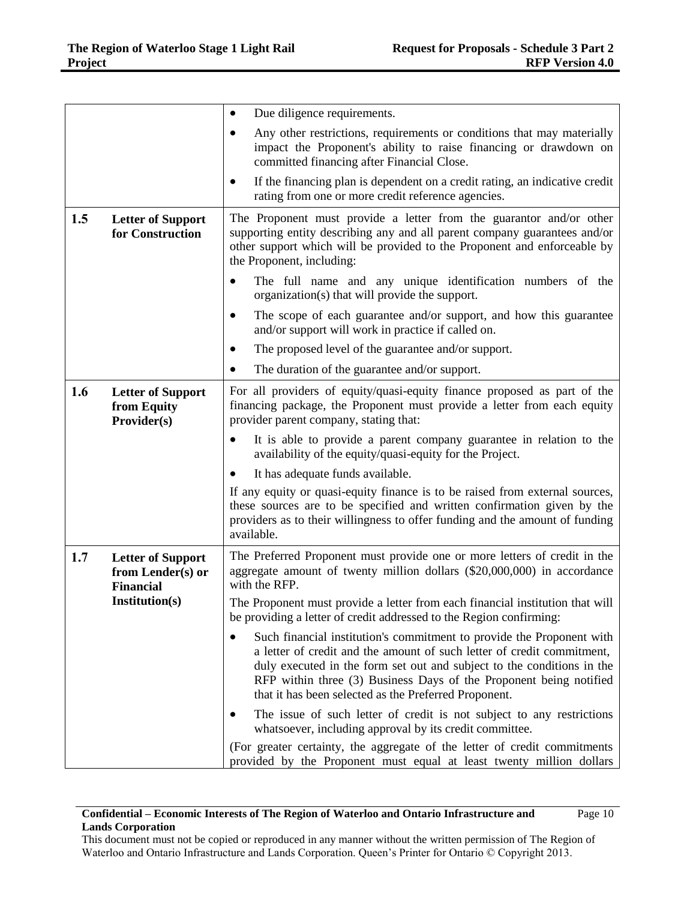| | | |
|---|---|---|
| | | • Due diligence requirements.<br>• Any other restrictions, requirements or conditions that may materially impact the Proponent's ability to raise financing or drawdown on committed financing after Financial Close.<br>• If the financing plan is dependent on a credit rating, an indicative credit rating from one or more credit reference agencies. |
| **1.5** | **Letter of Support for Construction** | The Proponent must provide a letter from the guarantor and/or other supporting entity describing any and all parent company guarantees and/or other support which will be provided to the Proponent and enforceable by the Proponent, including:<br>• The full name and any unique identification numbers of the organization(s) that will provide the support.<br>• The scope of each guarantee and/or support, and how this guarantee and/or support will work in practice if called on.<br>• The proposed level of the guarantee and/or support.<br>• The duration of the guarantee and/or support. |
| **1.6** | **Letter of Support from Equity Provider(s)** | For all providers of equity/quasi-equity finance proposed as part of the financing package, the Proponent must provide a letter from each equity provider parent company, stating that:<br>• It is able to provide a parent company guarantee in relation to the availability of the equity/quasi-equity for the Project.<br>• It has adequate funds available.<br>If any equity or quasi-equity finance is to be raised from external sources, these sources are to be specified and written confirmation given by the providers as to their willingness to offer funding and the amount of funding available. |
| **1.7** | **Letter of Support from Lender(s) or Financial Institution(s)** | The Preferred Proponent must provide one or more letters of credit in the aggregate amount of twenty million dollars ($20,000,000) in accordance with the RFP.<br>The Proponent must provide a letter from each financial institution that will be providing a letter of credit addressed to the Region confirming:<br>• Such financial institution's commitment to provide the Proponent with a letter of credit and the amount of such letter of credit commitment, duly executed in the form set out and subject to the conditions in the RFP within three (3) Business Days of the Proponent being notified that it has been selected as the Preferred Proponent.<br>• The issue of such letter of credit is not subject to any restrictions whatsoever, including approval by its credit committee.<br>(For greater certainty, the aggregate of the letter of credit commitments provided by the Proponent must equal at least twenty million dollars |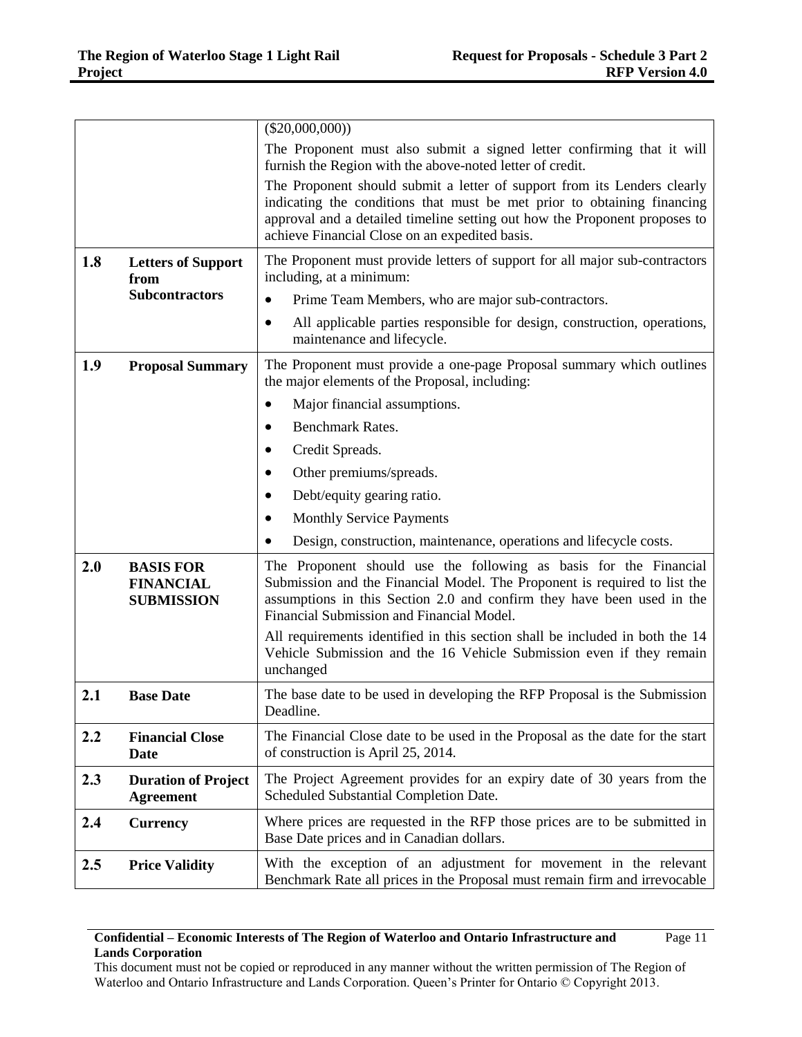| | | |
|---|---|---|
| | | ($20,000,000))<br>The Proponent must also submit a signed letter confirming that it will furnish the Region with the above-noted letter of credit.<br>The Proponent should submit a letter of support from its Lenders clearly indicating the conditions that must be met prior to obtaining financing approval and a detailed timeline setting out how the Proponent proposes to achieve Financial Close on an expedited basis. |
| **1.8** | **Letters of Support from Subcontractors** | The Proponent must provide letters of support for all major sub-contractors including, at a minimum:<br>• Prime Team Members, who are major sub-contractors.<br>• All applicable parties responsible for design, construction, operations, maintenance and lifecycle. |
| **1.9** | **Proposal Summary** | The Proponent must provide a one-page Proposal summary which outlines the major elements of the Proposal, including:<br>• Major financial assumptions.<br>• Benchmark Rates.<br>• Credit Spreads.<br>• Other premiums/spreads.<br>• Debt/equity gearing ratio.<br>• Monthly Service Payments<br>• Design, construction, maintenance, operations and lifecycle costs. |
| **2.0** | **BASIS FOR FINANCIAL SUBMISSION** | The Proponent should use the following as basis for the Financial Submission and the Financial Model. The Proponent is required to list the assumptions in this Section 2.0 and confirm they have been used in the Financial Submission and Financial Model.<br>All requirements identified in this section shall be included in both the 14 Vehicle Submission and the 16 Vehicle Submission even if they remain unchanged |
| **2.1** | **Base Date** | The base date to be used in developing the RFP Proposal is the Submission Deadline. |
| **2.2** | **Financial Close Date** | The Financial Close date to be used in the Proposal as the date for the start of construction is April 25, 2014. |
| **2.3** | **Duration of Project Agreement** | The Project Agreement provides for an expiry date of 30 years from the Scheduled Substantial Completion Date. |
| **2.4** | **Currency** | Where prices are requested in the RFP those prices are to be submitted in Base Date prices and in Canadian dollars. |
| **2.5** | **Price Validity** | With the exception of an adjustment for movement in the relevant Benchmark Rate all prices in the Proposal must remain firm and irrevocable |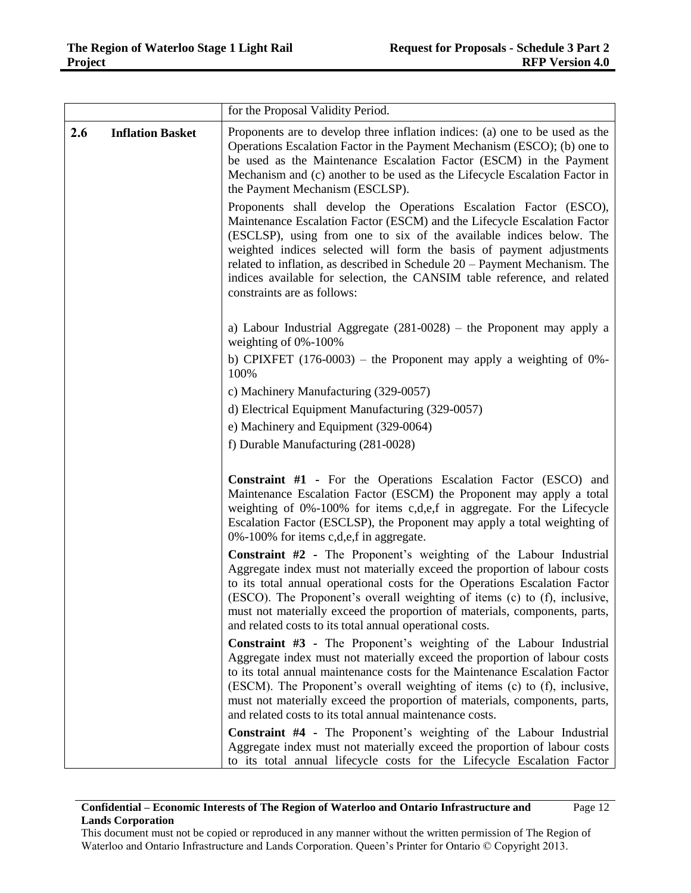| | |
|---|---|
| | for the Proposal Validity Period. |
| **2.6 Inflation Basket** | Proponents are to develop three inflation indices: (a) one to be used as the Operations Escalation Factor in the Payment Mechanism (ESCO); (b) one to be used as the Maintenance Escalation Factor (ESCM) in the Payment Mechanism and (c) another to be used as the Lifecycle Escalation Factor in the Payment Mechanism (ESCLSP).<br><br>Proponents shall develop the Operations Escalation Factor (ESCO), Maintenance Escalation Factor (ESCM) and the Lifecycle Escalation Factor (ESCLSP), using from one to six of the available indices below. The weighted indices selected will form the basis of payment adjustments related to inflation, as described in Schedule 20 – Payment Mechanism. The indices available for selection, the CANSIM table reference, and related constraints are as follows:<br><br>a) Labour Industrial Aggregate (281-0028) – the Proponent may apply a weighting of 0%-100%<br><br>b) CPIXFET (176-0003) – the Proponent may apply a weighting of 0%-100%<br><br>c) Machinery Manufacturing (329-0057)<br><br>d) Electrical Equipment Manufacturing (329-0057)<br><br>e) Machinery and Equipment (329-0064)<br><br>f) Durable Manufacturing (281-0028)<br><br>**Constraint #1** - For the Operations Escalation Factor (ESCO) and Maintenance Escalation Factor (ESCM) the Proponent may apply a total weighting of 0%-100% for items c,d,e,f in aggregate. For the Lifecycle Escalation Factor (ESCLSP), the Proponent may apply a total weighting of 0%-100% for items c,d,e,f in aggregate.<br><br>**Constraint #2** - The Proponent's weighting of the Labour Industrial Aggregate index must not materially exceed the proportion of labour costs to its total annual operational costs for the Operations Escalation Factor (ESCO). The Proponent's overall weighting of items (c) to (f), inclusive, must not materially exceed the proportion of materials, components, parts, and related costs to its total annual operational costs.<br><br>**Constraint #3** - The Proponent's weighting of the Labour Industrial Aggregate index must not materially exceed the proportion of labour costs to its total annual maintenance costs for the Maintenance Escalation Factor (ESCM). The Proponent's overall weighting of items (c) to (f), inclusive, must not materially exceed the proportion of materials, components, parts, and related costs to its total annual maintenance costs.<br><br>**Constraint #4** - The Proponent's weighting of the Labour Industrial Aggregate index must not materially exceed the proportion of labour costs to its total annual lifecycle costs for the Lifecycle Escalation Factor |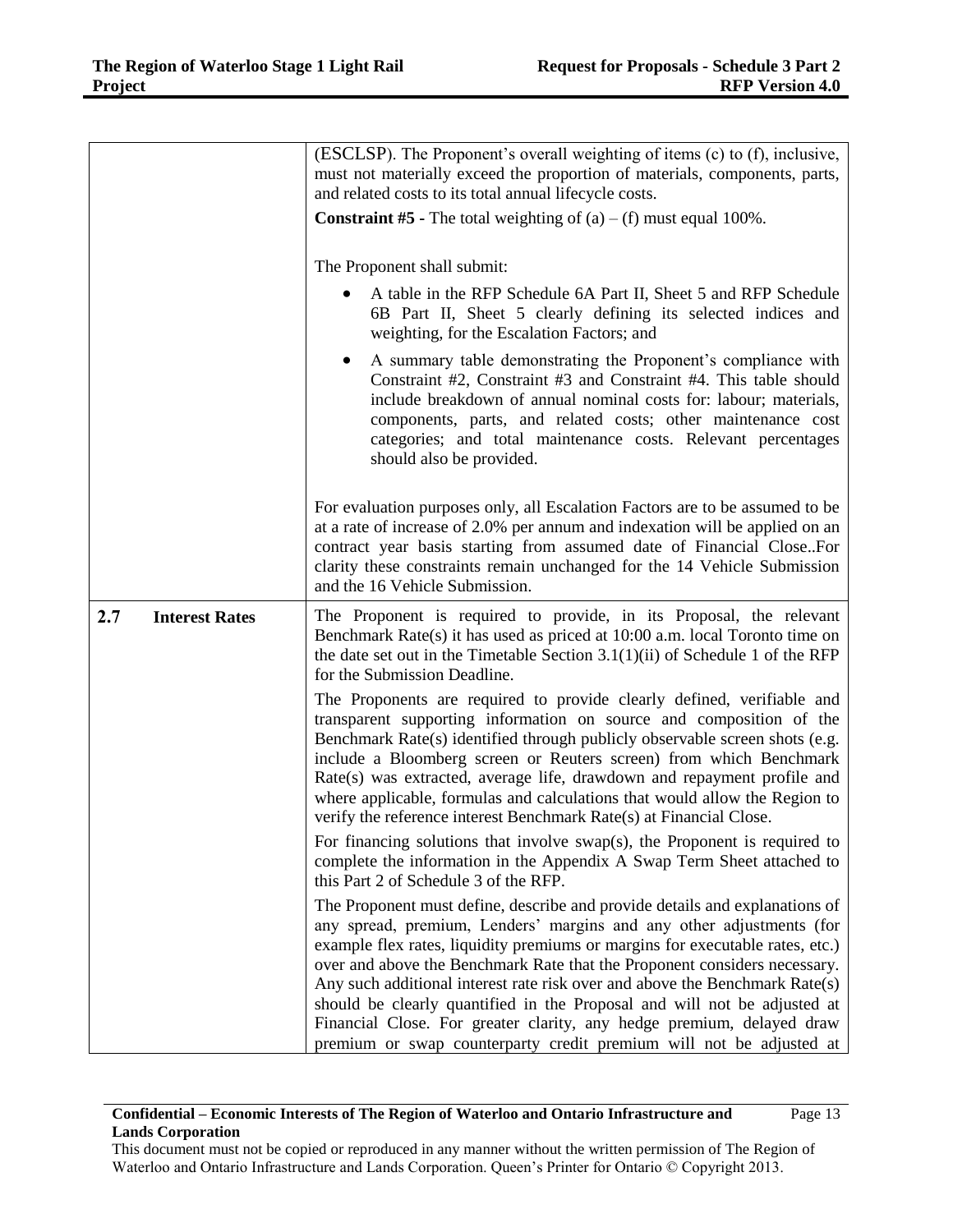| | |
|---|---|
| | (ESCLSP). The Proponent's overall weighting of items (c) to (f), inclusive, must not materially exceed the proportion of materials, components, parts, and related costs to its total annual lifecycle costs.<br><br>**Constraint #5 -** The total weighting of (a) – (f) must equal 100%.<br><br>The Proponent shall submit:<br><br>• A table in the RFP Schedule 6A Part II, Sheet 5 and RFP Schedule 6B Part II, Sheet 5 clearly defining its selected indices and weighting, for the Escalation Factors; and<br><br>• A summary table demonstrating the Proponent's compliance with Constraint #2, Constraint #3 and Constraint #4. This table should include breakdown of annual nominal costs for: labour; materials, components, parts, and related costs; other maintenance cost categories; and total maintenance costs. Relevant percentages should also be provided.<br><br>For evaluation purposes only, all Escalation Factors are to be assumed to be at a rate of increase of 2.0% per annum and indexation will be applied on an contract year basis starting from assumed date of Financial Close..For clarity these constraints remain unchanged for the 14 Vehicle Submission and the 16 Vehicle Submission. |
| **2.7 Interest Rates** | The Proponent is required to provide, in its Proposal, the relevant Benchmark Rate(s) it has used as priced at 10:00 a.m. local Toronto time on the date set out in the Timetable Section 3.1(1)(ii) of Schedule 1 of the RFP for the Submission Deadline.<br><br>The Proponents are required to provide clearly defined, verifiable and transparent supporting information on source and composition of the Benchmark Rate(s) identified through publicly observable screen shots (e.g. include a Bloomberg screen or Reuters screen) from which Benchmark Rate(s) was extracted, average life, drawdown and repayment profile and where applicable, formulas and calculations that would allow the Region to verify the reference interest Benchmark Rate(s) at Financial Close.<br><br>For financing solutions that involve swap(s), the Proponent is required to complete the information in the Appendix A Swap Term Sheet attached to this Part 2 of Schedule 3 of the RFP.<br><br>The Proponent must define, describe and provide details and explanations of any spread, premium, Lenders' margins and any other adjustments (for example flex rates, liquidity premiums or margins for executable rates, etc.) over and above the Benchmark Rate that the Proponent considers necessary. Any such additional interest rate risk over and above the Benchmark Rate(s) should be clearly quantified in the Proposal and will not be adjusted at Financial Close. For greater clarity, any hedge premium, delayed draw premium or swap counterparty credit premium will not be adjusted at |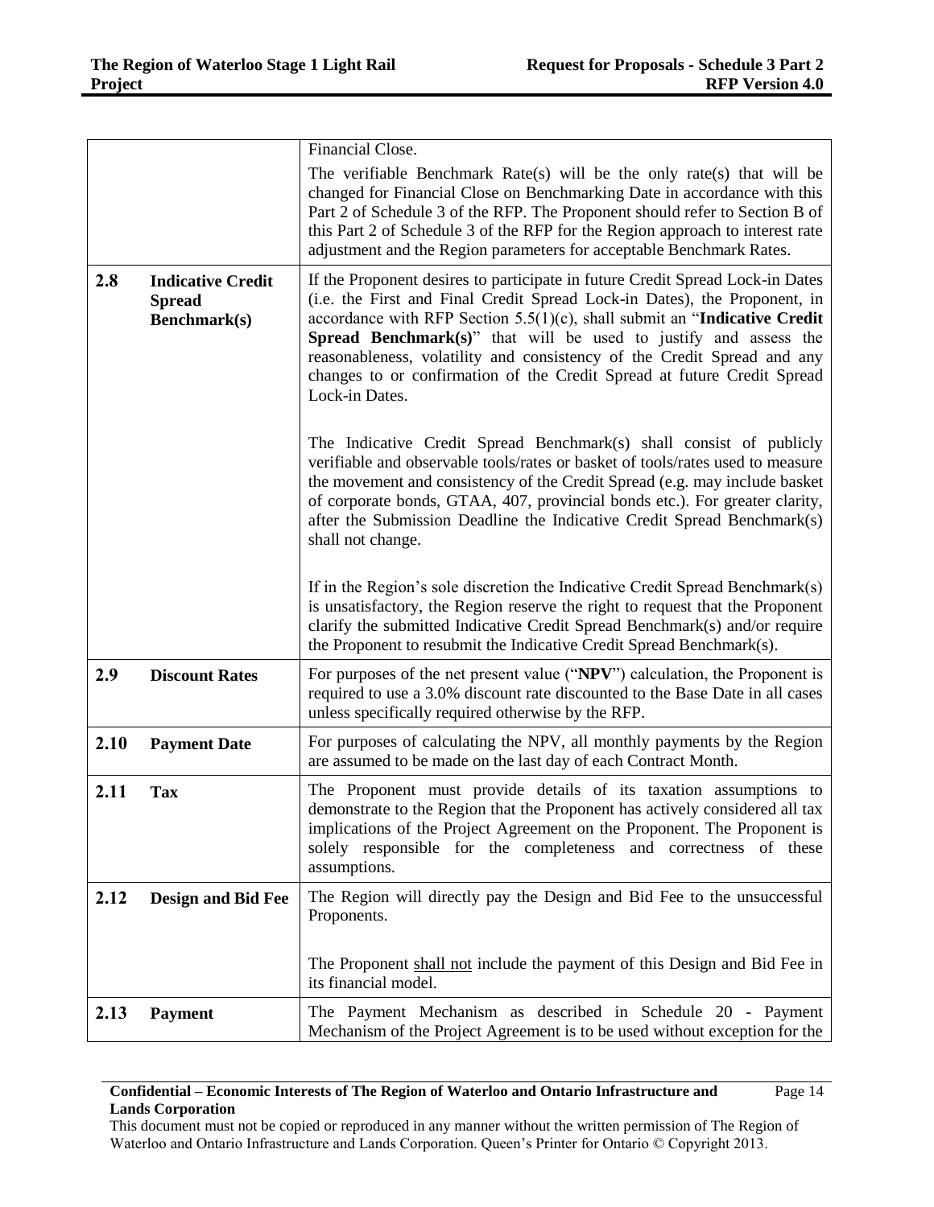| | | |
|---|---|---|
| | | Financial Close.<br><br>The verifiable Benchmark Rate(s) will be the only rate(s) that will be changed for Financial Close on Benchmarking Date in accordance with this Part 2 of Schedule 3 of the RFP. The Proponent should refer to Section B of this Part 2 of Schedule 3 of the RFP for the Region approach to interest rate adjustment and the Region parameters for acceptable Benchmark Rates. |
| **2.8** | **Indicative Credit Spread Benchmark(s)** | If the Proponent desires to participate in future Credit Spread Lock-in Dates (i.e. the First and Final Credit Spread Lock-in Dates), the Proponent, in accordance with RFP Section 5.5(1)(c), shall submit an "**Indicative Credit Spread Benchmark(s)**" that will be used to justify and assess the reasonableness, volatility and consistency of the Credit Spread and any changes to or confirmation of the Credit Spread at future Credit Spread Lock-in Dates.<br><br>The Indicative Credit Spread Benchmark(s) shall consist of publicly verifiable and observable tools/rates or basket of tools/rates used to measure the movement and consistency of the Credit Spread (e.g. may include basket of corporate bonds, GTAA, 407, provincial bonds etc.). For greater clarity, after the Submission Deadline the Indicative Credit Spread Benchmark(s) shall not change.<br><br>If in the Region's sole discretion the Indicative Credit Spread Benchmark(s) is unsatisfactory, the Region reserve the right to request that the Proponent clarify the submitted Indicative Credit Spread Benchmark(s) and/or require the Proponent to resubmit the Indicative Credit Spread Benchmark(s). |
| **2.9** | **Discount Rates** | For purposes of the net present value ("**NPV**") calculation, the Proponent is required to use a 3.0% discount rate discounted to the Base Date in all cases unless specifically required otherwise by the RFP. |
| **2.10** | **Payment Date** | For purposes of calculating the NPV, all monthly payments by the Region are assumed to be made on the last day of each Contract Month. |
| **2.11** | **Tax** | The Proponent must provide details of its taxation assumptions to demonstrate to the Region that the Proponent has actively considered all tax implications of the Project Agreement on the Proponent. The Proponent is solely responsible for the completeness and correctness of these assumptions. |
| **2.12** | **Design and Bid Fee** | The Region will directly pay the Design and Bid Fee to the unsuccessful Proponents.<br><br>The Proponent <u>shall not</u> include the payment of this Design and Bid Fee in its financial model. |
| **2.13** | **Payment** | The Payment Mechanism as described in Schedule 20 - Payment Mechanism of the Project Agreement is to be used without exception for the |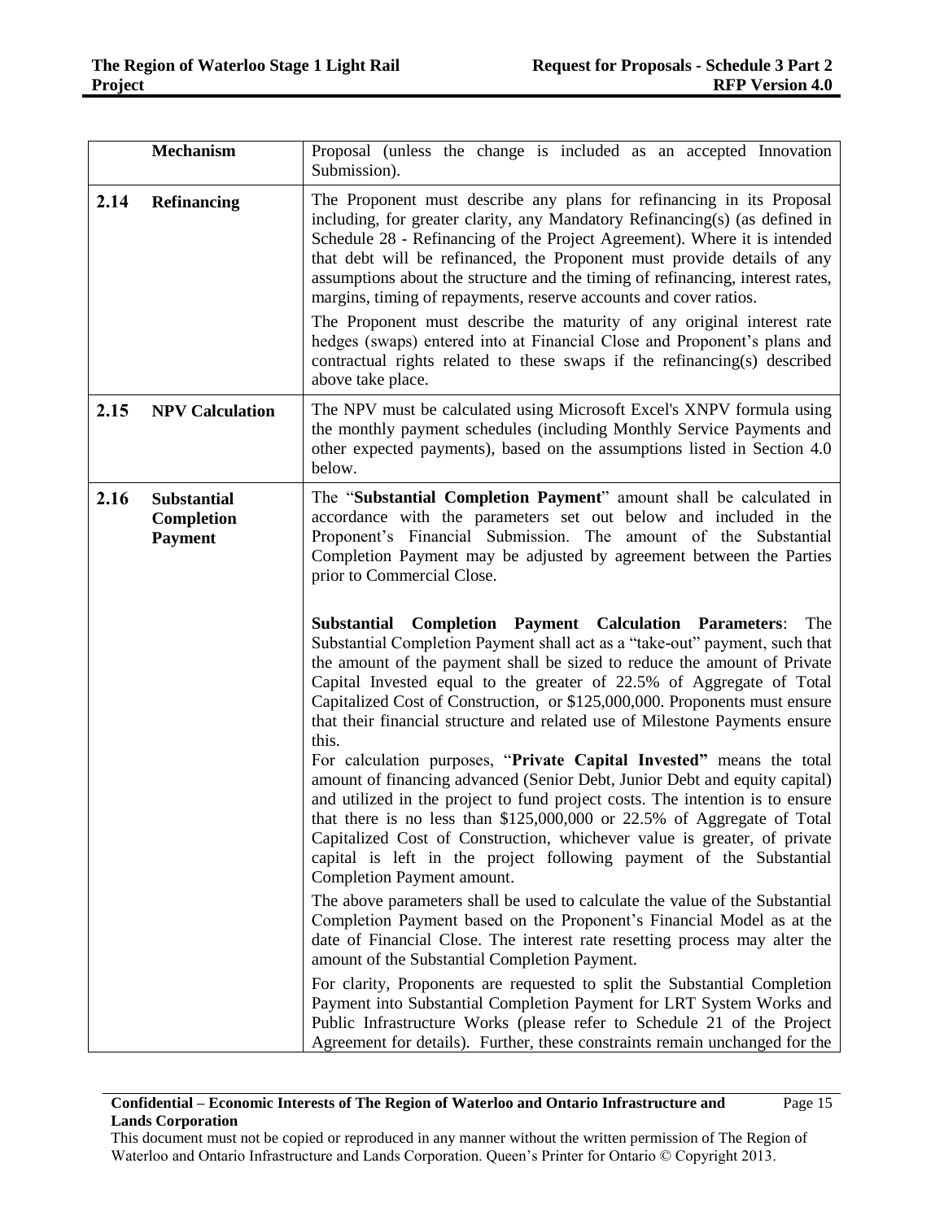| | | |
|---|---|---|
| | **Mechanism** | Proposal (unless the change is included as an accepted Innovation Submission). |
| **2.14** | **Refinancing** | The Proponent must describe any plans for refinancing in its Proposal including, for greater clarity, any Mandatory Refinancing(s) (as defined in Schedule 28 - Refinancing of the Project Agreement). Where it is intended that debt will be refinanced, the Proponent must provide details of any assumptions about the structure and the timing of refinancing, interest rates, margins, timing of repayments, reserve accounts and cover ratios.<br><br>The Proponent must describe the maturity of any original interest rate hedges (swaps) entered into at Financial Close and Proponent's plans and contractual rights related to these swaps if the refinancing(s) described above take place. |
| **2.15** | **NPV Calculation** | The NPV must be calculated using Microsoft Excel's XNPV formula using the monthly payment schedules (including Monthly Service Payments and other expected payments), based on the assumptions listed in Section 4.0 below. |
| **2.16** | **Substantial Completion Payment** | The "**Substantial Completion Payment**" amount shall be calculated in accordance with the parameters set out below and included in the Proponent's Financial Submission. The amount of the Substantial Completion Payment may be adjusted by agreement between the Parties prior to Commercial Close.<br><br>**Substantial Completion Payment Calculation Parameters**: The Substantial Completion Payment shall act as a "take-out" payment, such that the amount of the payment shall be sized to reduce the amount of Private Capital Invested equal to the greater of 22.5% of Aggregate of Total Capitalized Cost of Construction, or $125,000,000. Proponents must ensure that their financial structure and related use of Milestone Payments ensure this.<br>For calculation purposes, "**Private Capital Invested"** means the total amount of financing advanced (Senior Debt, Junior Debt and equity capital) and utilized in the project to fund project costs. The intention is to ensure that there is no less than $125,000,000 or 22.5% of Aggregate of Total Capitalized Cost of Construction, whichever value is greater, of private capital is left in the project following payment of the Substantial Completion Payment amount.<br><br>The above parameters shall be used to calculate the value of the Substantial Completion Payment based on the Proponent's Financial Model as at the date of Financial Close. The interest rate resetting process may alter the amount of the Substantial Completion Payment.<br><br>For clarity, Proponents are requested to split the Substantial Completion Payment into Substantial Completion Payment for LRT System Works and Public Infrastructure Works (please refer to Schedule 21 of the Project Agreement for details). Further, these constraints remain unchanged for the |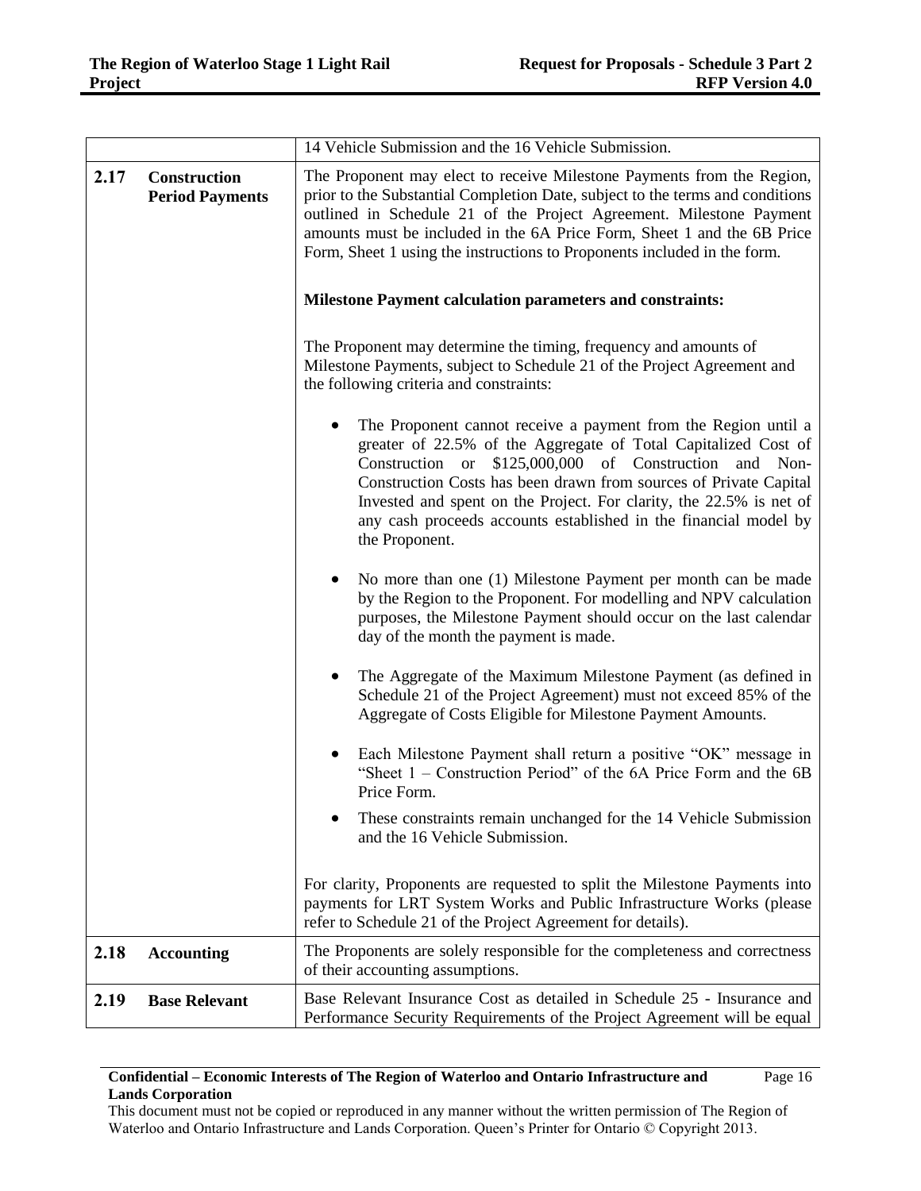| | | |
|---|---|---|
| | | 14 Vehicle Submission and the 16 Vehicle Submission. |
| **2.17** | **Construction Period Payments** | The Proponent may elect to receive Milestone Payments from the Region, prior to the Substantial Completion Date, subject to the terms and conditions outlined in Schedule 21 of the Project Agreement. Milestone Payment amounts must be included in the 6A Price Form, Sheet 1 and the 6B Price Form, Sheet 1 using the instructions to Proponents included in the form.<br><br>**Milestone Payment calculation parameters and constraints:**<br><br>The Proponent may determine the timing, frequency and amounts of Milestone Payments, subject to Schedule 21 of the Project Agreement and the following criteria and constraints:<br><br>• The Proponent cannot receive a payment from the Region until a greater of 22.5% of the Aggregate of Total Capitalized Cost of Construction or $125,000,000 of Construction and Non-Construction Costs has been drawn from sources of Private Capital Invested and spent on the Project. For clarity, the 22.5% is net of any cash proceeds accounts established in the financial model by the Proponent.<br><br>• No more than one (1) Milestone Payment per month can be made by the Region to the Proponent. For modelling and NPV calculation purposes, the Milestone Payment should occur on the last calendar day of the month the payment is made.<br><br>• The Aggregate of the Maximum Milestone Payment (as defined in Schedule 21 of the Project Agreement) must not exceed 85% of the Aggregate of Costs Eligible for Milestone Payment Amounts.<br><br>• Each Milestone Payment shall return a positive "OK" message in "Sheet 1 – Construction Period" of the 6A Price Form and the 6B Price Form.<br><br>• These constraints remain unchanged for the 14 Vehicle Submission and the 16 Vehicle Submission.<br><br>For clarity, Proponents are requested to split the Milestone Payments into payments for LRT System Works and Public Infrastructure Works (please refer to Schedule 21 of the Project Agreement for details). |
| **2.18** | **Accounting** | The Proponents are solely responsible for the completeness and correctness of their accounting assumptions. |
| **2.19** | **Base Relevant** | Base Relevant Insurance Cost as detailed in Schedule 25 - Insurance and Performance Security Requirements of the Project Agreement will be equal |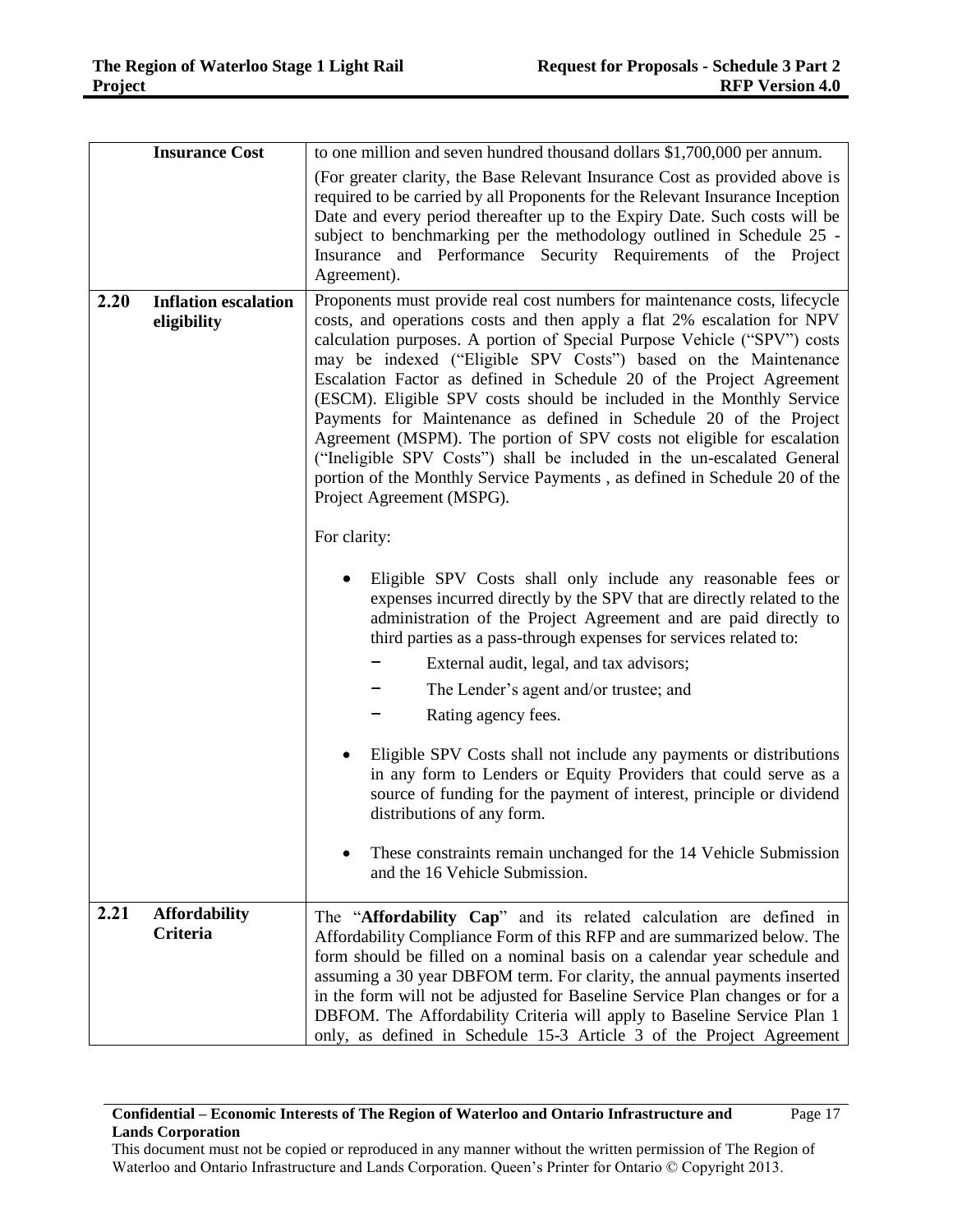| | | |
|---|---|---|
| | **Insurance Cost** | to one million and seven hundred thousand dollars $1,700,000 per annum.<br><br>(For greater clarity, the Base Relevant Insurance Cost as provided above is required to be carried by all Proponents for the Relevant Insurance Inception Date and every period thereafter up to the Expiry Date. Such costs will be subject to benchmarking per the methodology outlined in Schedule 25 - Insurance and Performance Security Requirements of the Project Agreement). |
| **2.20** | **Inflation escalation eligibility** | Proponents must provide real cost numbers for maintenance costs, lifecycle costs, and operations costs and then apply a flat 2% escalation for NPV calculation purposes. A portion of Special Purpose Vehicle ("SPV") costs may be indexed ("Eligible SPV Costs") based on the Maintenance Escalation Factor as defined in Schedule 20 of the Project Agreement (ESCM). Eligible SPV costs should be included in the Monthly Service Payments for Maintenance as defined in Schedule 20 of the Project Agreement (MSPM). The portion of SPV costs not eligible for escalation ("Ineligible SPV Costs") shall be included in the un-escalated General portion of the Monthly Service Payments , as defined in Schedule 20 of the Project Agreement (MSPG).<br><br>For clarity:<br><br>• Eligible SPV Costs shall only include any reasonable fees or expenses incurred directly by the SPV that are directly related to the administration of the Project Agreement and are paid directly to third parties as a pass-through expenses for services related to:<br>– External audit, legal, and tax advisors;<br>– The Lender's agent and/or trustee; and<br>– Rating agency fees.<br><br>• Eligible SPV Costs shall not include any payments or distributions in any form to Lenders or Equity Providers that could serve as a source of funding for the payment of interest, principle or dividend distributions of any form.<br><br>• These constraints remain unchanged for the 14 Vehicle Submission and the 16 Vehicle Submission. |
| **2.21** | **Affordability Criteria** | The "**Affordability Cap**" and its related calculation are defined in Affordability Compliance Form of this RFP and are summarized below. The form should be filled on a nominal basis on a calendar year schedule and assuming a 30 year DBFOM term. For clarity, the annual payments inserted in the form will not be adjusted for Baseline Service Plan changes or for a DBFOM. The Affordability Criteria will apply to Baseline Service Plan 1 only, as defined in Schedule 15-3 Article 3 of the Project Agreement |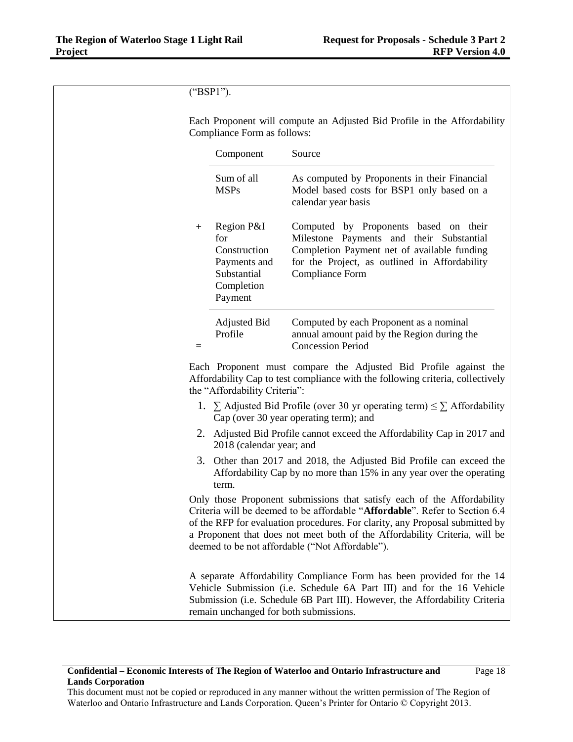("BSP1").

Each Proponent will compute an Adjusted Bid Profile in the Affordability Compliance Form as follows:

| | Component | Source |
|---|---|---|
| | Sum of all MSPs | As computed by Proponents in their Financial Model based costs for BSP1 only based on a calendar year basis |
| + | Region P&I for Construction Payments and Substantial Completion Payment | Computed by Proponents based on their Milestone Payments and their Substantial Completion Payment net of available funding for the Project, as outlined in Affordability Compliance Form |
| = | Adjusted Bid Profile | Computed by each Proponent as a nominal annual amount paid by the Region during the Concession Period |

Each Proponent must compare the Adjusted Bid Profile against the Affordability Cap to test compliance with the following criteria, collectively the "Affordability Criteria":

1. $\sum$ Adjusted Bid Profile (over 30 yr operating term) $\leq \sum$ Affordability Cap (over 30 year operating term); and
2. Adjusted Bid Profile cannot exceed the Affordability Cap in 2017 and 2018 (calendar year; and
3. Other than 2017 and 2018, the Adjusted Bid Profile can exceed the Affordability Cap by no more than 15% in any year over the operating term.

Only those Proponent submissions that satisfy each of the Affordability Criteria will be deemed to be affordable "**Affordable**". Refer to Section 6.4 of the RFP for evaluation procedures. For clarity, any Proposal submitted by a Proponent that does not meet both of the Affordability Criteria, will be deemed to be not affordable ("Not Affordable").

A separate Affordability Compliance Form has been provided for the 14 Vehicle Submission (i.e. Schedule 6A Part III) and for the 16 Vehicle Submission (i.e. Schedule 6B Part III). However, the Affordability Criteria remain unchanged for both submissions.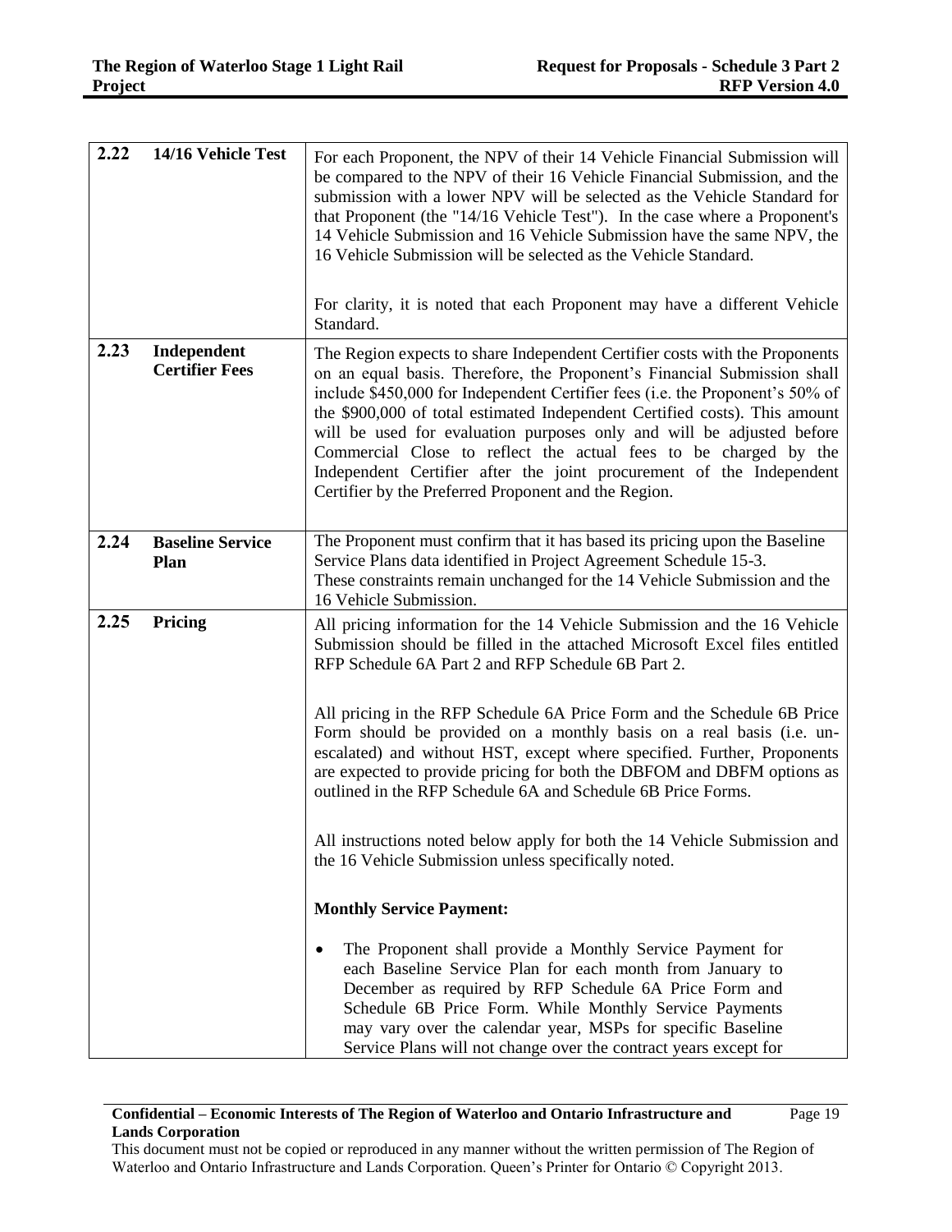| | | |
|---|---|---|
| **2.22** | **14/16 Vehicle Test** | For each Proponent, the NPV of their 14 Vehicle Financial Submission will be compared to the NPV of their 16 Vehicle Financial Submission, and the submission with a lower NPV will be selected as the Vehicle Standard for that Proponent (the "14/16 Vehicle Test"). In the case where a Proponent's 14 Vehicle Submission and 16 Vehicle Submission have the same NPV, the 16 Vehicle Submission will be selected as the Vehicle Standard.<br><br>For clarity, it is noted that each Proponent may have a different Vehicle Standard. |
| **2.23** | **Independent Certifier Fees** | The Region expects to share Independent Certifier costs with the Proponents on an equal basis. Therefore, the Proponent's Financial Submission shall include \$450,000 for Independent Certifier fees (i.e. the Proponent's 50% of the \$900,000 of total estimated Independent Certified costs). This amount will be used for evaluation purposes only and will be adjusted before Commercial Close to reflect the actual fees to be charged by the Independent Certifier after the joint procurement of the Independent Certifier by the Preferred Proponent and the Region. |
| **2.24** | **Baseline Service Plan** | The Proponent must confirm that it has based its pricing upon the Baseline Service Plans data identified in Project Agreement Schedule 15-3.<br>These constraints remain unchanged for the 14 Vehicle Submission and the 16 Vehicle Submission. |
| **2.25** | **Pricing** | All pricing information for the 14 Vehicle Submission and the 16 Vehicle Submission should be filled in the attached Microsoft Excel files entitled RFP Schedule 6A Part 2 and RFP Schedule 6B Part 2.<br><br>All pricing in the RFP Schedule 6A Price Form and the Schedule 6B Price Form should be provided on a monthly basis on a real basis (i.e. un-escalated) and without HST, except where specified. Further, Proponents are expected to provide pricing for both the DBFOM and DBFM options as outlined in the RFP Schedule 6A and Schedule 6B Price Forms.<br><br>All instructions noted below apply for both the 14 Vehicle Submission and the 16 Vehicle Submission unless specifically noted.<br><br>**Monthly Service Payment:**<br><br>• The Proponent shall provide a Monthly Service Payment for each Baseline Service Plan for each month from January to December as required by RFP Schedule 6A Price Form and Schedule 6B Price Form. While Monthly Service Payments may vary over the calendar year, MSPs for specific Baseline Service Plans will not change over the contract years except for |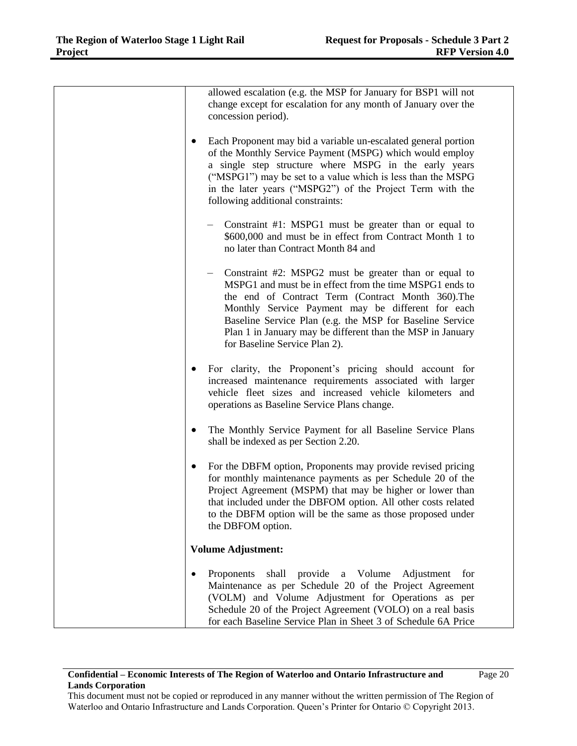| | allowed escalation (e.g. the MSP for January for BSP1 will not change except for escalation for any month of January over the concession period).<br><br>• Each Proponent may bid a variable un-escalated general portion of the Monthly Service Payment (MSPG) which would employ a single step structure where MSPG in the early years ("MSPG1") may be set to a value which is less than the MSPG in the later years ("MSPG2") of the Project Term with the following additional constraints:<br><br>– Constraint #1: MSPG1 must be greater than or equal to $600,000 and must be in effect from Contract Month 1 to no later than Contract Month 84 and<br><br>– Constraint #2: MSPG2 must be greater than or equal to MSPG1 and must be in effect from the time MSPG1 ends to the end of Contract Term (Contract Month 360).The Monthly Service Payment may be different for each Baseline Service Plan (e.g. the MSP for Baseline Service Plan 1 in January may be different than the MSP in January for Baseline Service Plan 2).<br><br>• For clarity, the Proponent's pricing should account for increased maintenance requirements associated with larger vehicle fleet sizes and increased vehicle kilometers and operations as Baseline Service Plans change.<br><br>• The Monthly Service Payment for all Baseline Service Plans shall be indexed as per Section 2.20.<br><br>• For the DBFM option, Proponents may provide revised pricing for monthly maintenance payments as per Schedule 20 of the Project Agreement (MSPM) that may be higher or lower than that included under the DBFOM option. All other costs related to the DBFM option will be the same as those proposed under the DBFOM option.<br><br>**Volume Adjustment:**<br><br>• Proponents shall provide a Volume Adjustment for Maintenance as per Schedule 20 of the Project Agreement (VOLM) and Volume Adjustment for Operations as per Schedule 20 of the Project Agreement (VOLO) on a real basis for each Baseline Service Plan in Sheet 3 of Schedule 6A Price |
|---|---|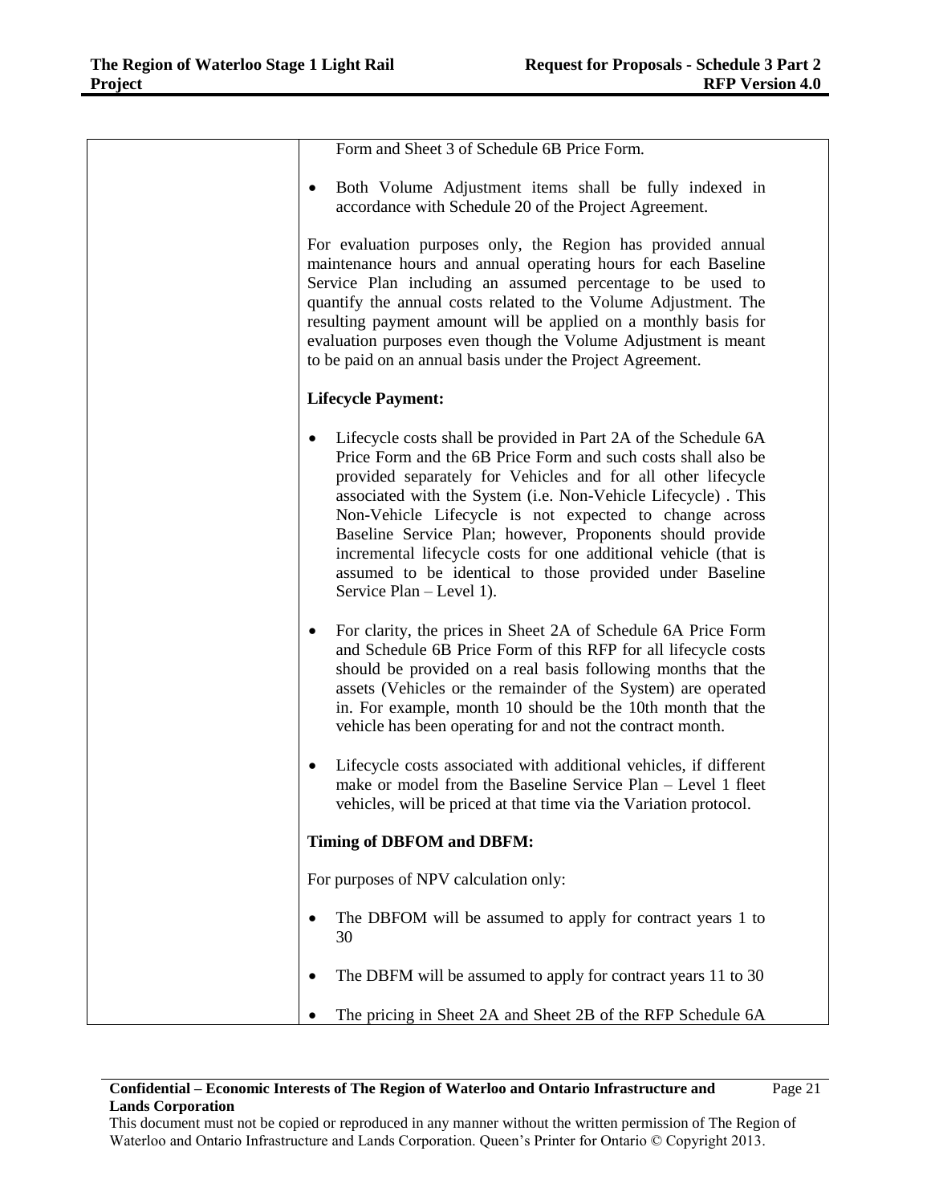| | Form and Sheet 3 of Schedule 6B Price Form.<br><br>• Both Volume Adjustment items shall be fully indexed in accordance with Schedule 20 of the Project Agreement.<br><br>For evaluation purposes only, the Region has provided annual maintenance hours and annual operating hours for each Baseline Service Plan including an assumed percentage to be used to quantify the annual costs related to the Volume Adjustment. The resulting payment amount will be applied on a monthly basis for evaluation purposes even though the Volume Adjustment is meant to be paid on an annual basis under the Project Agreement.<br><br>**Lifecycle Payment:**<br><br>• Lifecycle costs shall be provided in Part 2A of the Schedule 6A Price Form and the 6B Price Form and such costs shall also be provided separately for Vehicles and for all other lifecycle associated with the System (i.e. Non-Vehicle Lifecycle) . This Non-Vehicle Lifecycle is not expected to change across Baseline Service Plan; however, Proponents should provide incremental lifecycle costs for one additional vehicle (that is assumed to be identical to those provided under Baseline Service Plan – Level 1).<br><br>• For clarity, the prices in Sheet 2A of Schedule 6A Price Form and Schedule 6B Price Form of this RFP for all lifecycle costs should be provided on a real basis following months that the assets (Vehicles or the remainder of the System) are operated in. For example, month 10 should be the 10th month that the vehicle has been operating for and not the contract month.<br><br>• Lifecycle costs associated with additional vehicles, if different make or model from the Baseline Service Plan – Level 1 fleet vehicles, will be priced at that time via the Variation protocol.<br><br>**Timing of DBFOM and DBFM:**<br><br>For purposes of NPV calculation only:<br><br>• The DBFOM will be assumed to apply for contract years 1 to 30<br><br>• The DBFM will be assumed to apply for contract years 11 to 30<br><br>• The pricing in Sheet 2A and Sheet 2B of the RFP Schedule 6A |
|---|---|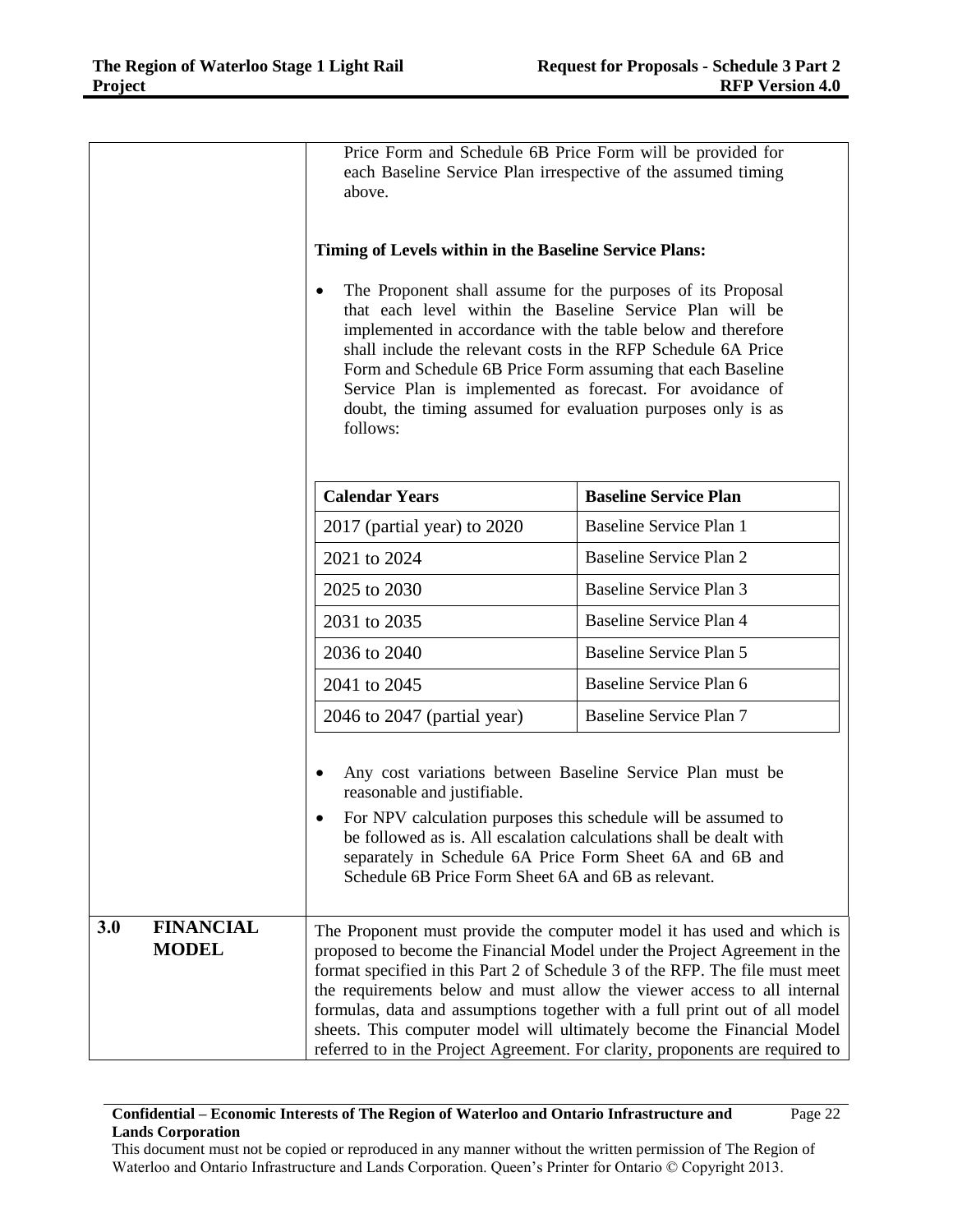Price Form and Schedule 6B Price Form will be provided for each Baseline Service Plan irrespective of the assumed timing above.

**Timing of Levels within in the Baseline Service Plans:**

- The Proponent shall assume for the purposes of its Proposal that each level within the Baseline Service Plan will be implemented in accordance with the table below and therefore shall include the relevant costs in the RFP Schedule 6A Price Form and Schedule 6B Price Form assuming that each Baseline Service Plan is implemented as forecast. For avoidance of doubt, the timing assumed for evaluation purposes only is as follows:

| Calendar Years | Baseline Service Plan |
| --- | --- |
| 2017 (partial year) to 2020 | Baseline Service Plan 1 |
| 2021 to 2024 | Baseline Service Plan 2 |
| 2025 to 2030 | Baseline Service Plan 3 |
| 2031 to 2035 | Baseline Service Plan 4 |
| 2036 to 2040 | Baseline Service Plan 5 |
| 2041 to 2045 | Baseline Service Plan 6 |
| 2046 to 2047 (partial year) | Baseline Service Plan 7 |

- Any cost variations between Baseline Service Plan must be reasonable and justifiable.
- For NPV calculation purposes this schedule will be assumed to be followed as is. All escalation calculations shall be dealt with separately in Schedule 6A Price Form Sheet 6A and 6B and Schedule 6B Price Form Sheet 6A and 6B as relevant.

## 3.0 FINANCIAL MODEL

The Proponent must provide the computer model it has used and which is proposed to become the Financial Model under the Project Agreement in the format specified in this Part 2 of Schedule 3 of the RFP. The file must meet the requirements below and must allow the viewer access to all internal formulas, data and assumptions together with a full print out of all model sheets. This computer model will ultimately become the Financial Model referred to in the Project Agreement. For clarity, proponents are required to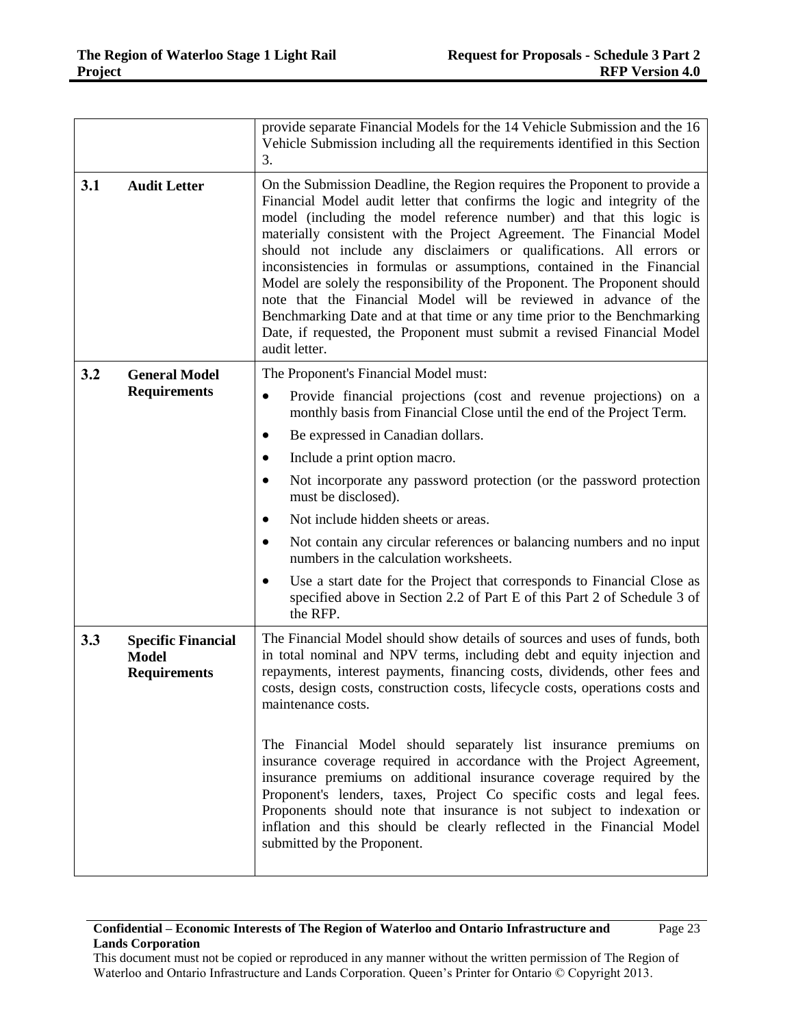| | | |
|---|---|---|
| | | provide separate Financial Models for the 14 Vehicle Submission and the 16 Vehicle Submission including all the requirements identified in this Section 3. |
| **3.1** | **Audit Letter** | On the Submission Deadline, the Region requires the Proponent to provide a Financial Model audit letter that confirms the logic and integrity of the model (including the model reference number) and that this logic is materially consistent with the Project Agreement. The Financial Model should not include any disclaimers or qualifications. All errors or inconsistencies in formulas or assumptions, contained in the Financial Model are solely the responsibility of the Proponent. The Proponent should note that the Financial Model will be reviewed in advance of the Benchmarking Date and at that time or any time prior to the Benchmarking Date, if requested, the Proponent must submit a revised Financial Model audit letter. |
| **3.2** | **General Model Requirements** | The Proponent's Financial Model must:<br>• Provide financial projections (cost and revenue projections) on a monthly basis from Financial Close until the end of the Project Term.<br>• Be expressed in Canadian dollars.<br>• Include a print option macro.<br>• Not incorporate any password protection (or the password protection must be disclosed).<br>• Not include hidden sheets or areas.<br>• Not contain any circular references or balancing numbers and no input numbers in the calculation worksheets.<br>• Use a start date for the Project that corresponds to Financial Close as specified above in Section 2.2 of Part E of this Part 2 of Schedule 3 of the RFP. |
| **3.3** | **Specific Financial Model Requirements** | The Financial Model should show details of sources and uses of funds, both in total nominal and NPV terms, including debt and equity injection and repayments, interest payments, financing costs, dividends, other fees and costs, design costs, construction costs, lifecycle costs, operations costs and maintenance costs.<br><br>The Financial Model should separately list insurance premiums on insurance coverage required in accordance with the Project Agreement, insurance premiums on additional insurance coverage required by the Proponent's lenders, taxes, Project Co specific costs and legal fees. Proponents should note that insurance is not subject to indexation or inflation and this should be clearly reflected in the Financial Model submitted by the Proponent. |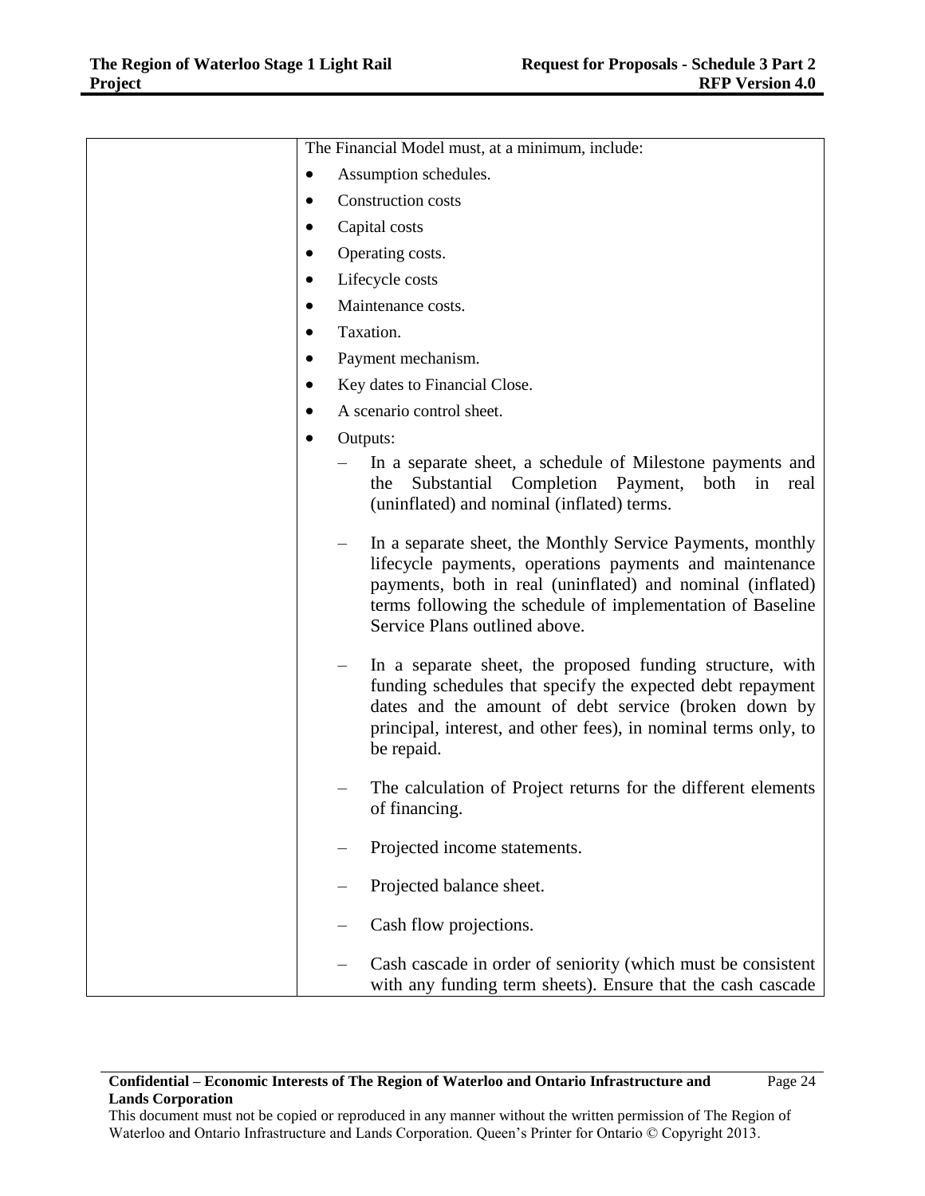| | |
|---|---|
| | The Financial Model must, at a minimum, include:<br>• Assumption schedules.<br>• Construction costs<br>• Capital costs<br>• Operating costs.<br>• Lifecycle costs<br>• Maintenance costs.<br>• Taxation.<br>• Payment mechanism.<br>• Key dates to Financial Close.<br>• A scenario control sheet.<br>• Outputs:<br>– In a separate sheet, a schedule of Milestone payments and the Substantial Completion Payment, both in real (uninflated) and nominal (inflated) terms.<br>– In a separate sheet, the Monthly Service Payments, monthly lifecycle payments, operations payments and maintenance payments, both in real (uninflated) and nominal (inflated) terms following the schedule of implementation of Baseline Service Plans outlined above.<br>– In a separate sheet, the proposed funding structure, with funding schedules that specify the expected debt repayment dates and the amount of debt service (broken down by principal, interest, and other fees), in nominal terms only, to be repaid.<br>– The calculation of Project returns for the different elements of financing.<br>– Projected income statements.<br>– Projected balance sheet.<br>– Cash flow projections.<br>– Cash cascade in order of seniority (which must be consistent with any funding term sheets). Ensure that the cash cascade |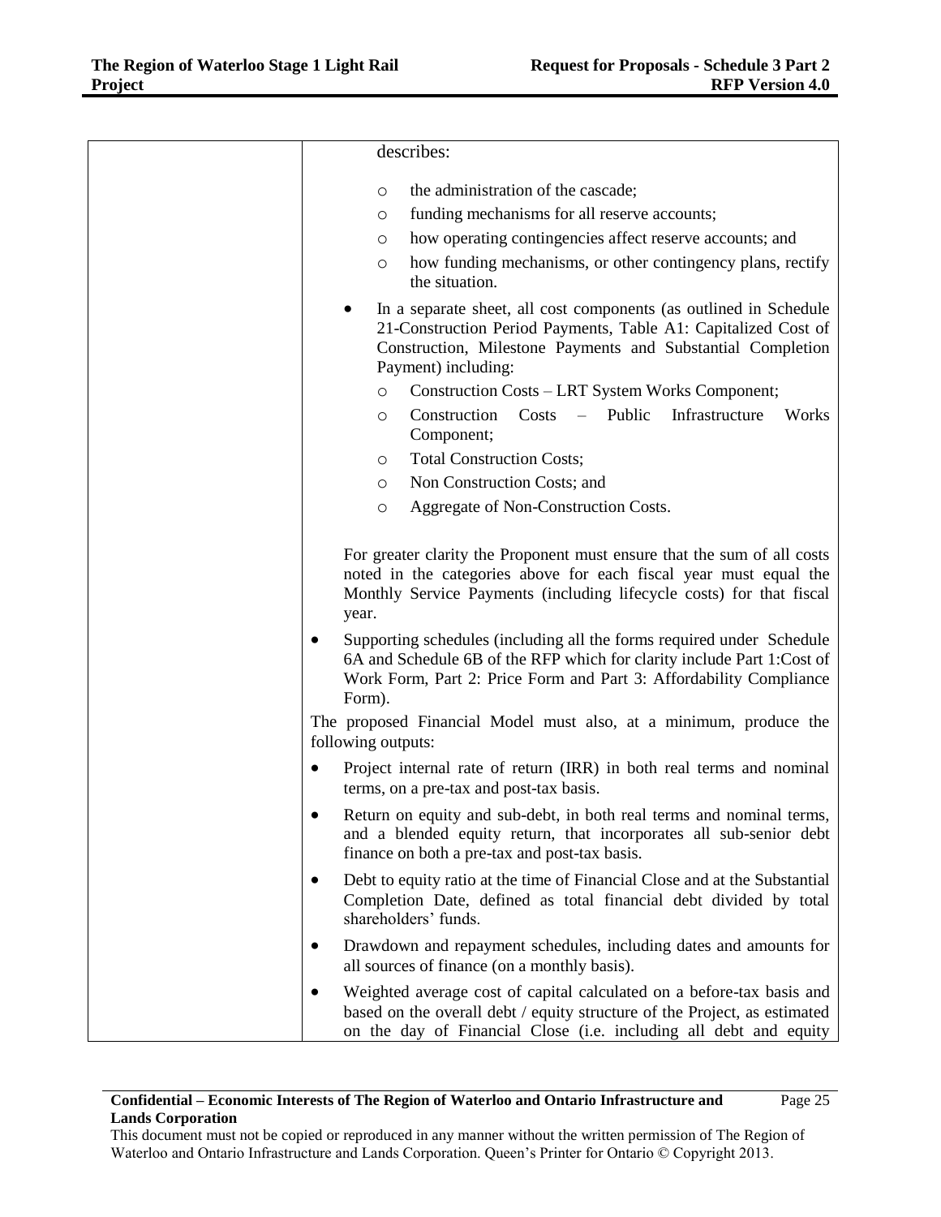| | describes:<br>o the administration of the cascade;<br>o funding mechanisms for all reserve accounts;<br>o how operating contingencies affect reserve accounts; and<br>o how funding mechanisms, or other contingency plans, rectify the situation.<br>• In a separate sheet, all cost components (as outlined in Schedule 21-Construction Period Payments, Table A1: Capitalized Cost of Construction, Milestone Payments and Substantial Completion Payment) including:<br>o Construction Costs – LRT System Works Component;<br>o Construction Costs – Public Infrastructure Works Component;<br>o Total Construction Costs;<br>o Non Construction Costs; and<br>o Aggregate of Non-Construction Costs.<br><br>For greater clarity the Proponent must ensure that the sum of all costs noted in the categories above for each fiscal year must equal the Monthly Service Payments (including lifecycle costs) for that fiscal year.<br>• Supporting schedules (including all the forms required under Schedule 6A and Schedule 6B of the RFP which for clarity include Part 1:Cost of Work Form, Part 2: Price Form and Part 3: Affordability Compliance Form).<br><br>The proposed Financial Model must also, at a minimum, produce the following outputs:<br>• Project internal rate of return (IRR) in both real terms and nominal terms, on a pre-tax and post-tax basis.<br>• Return on equity and sub-debt, in both real terms and nominal terms, and a blended equity return, that incorporates all sub-senior debt finance on both a pre-tax and post-tax basis.<br>• Debt to equity ratio at the time of Financial Close and at the Substantial Completion Date, defined as total financial debt divided by total shareholders' funds.<br>• Drawdown and repayment schedules, including dates and amounts for all sources of finance (on a monthly basis).<br>• Weighted average cost of capital calculated on a before-tax basis and based on the overall debt / equity structure of the Project, as estimated on the day of Financial Close (i.e. including all debt and equity |
|---|---|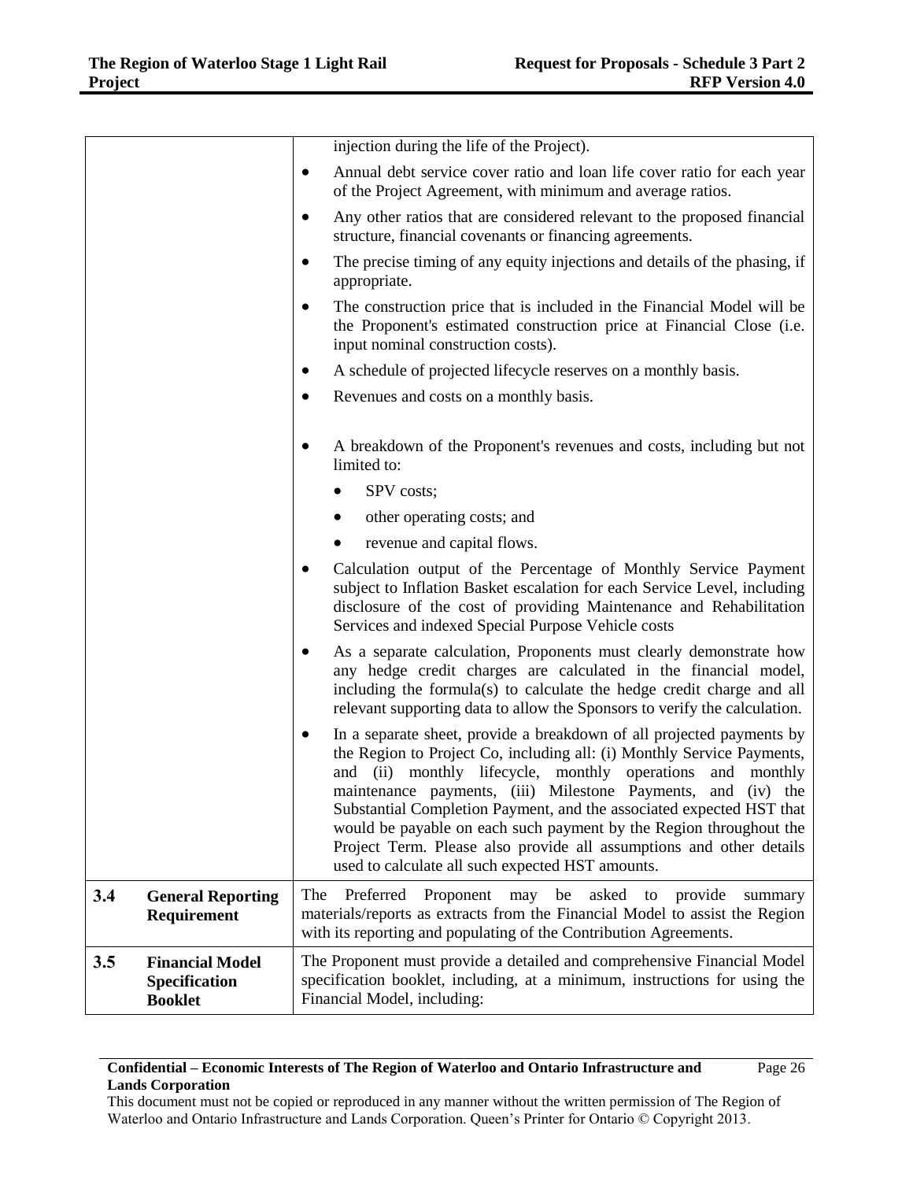| | | |
|---|---|---|
| | | injection during the life of the Project).<br>• Annual debt service cover ratio and loan life cover ratio for each year of the Project Agreement, with minimum and average ratios.<br>• Any other ratios that are considered relevant to the proposed financial structure, financial covenants or financing agreements.<br>• The precise timing of any equity injections and details of the phasing, if appropriate.<br>• The construction price that is included in the Financial Model will be the Proponent's estimated construction price at Financial Close (i.e. input nominal construction costs).<br>• A schedule of projected lifecycle reserves on a monthly basis.<br>• Revenues and costs on a monthly basis.<br>• A breakdown of the Proponent's revenues and costs, including but not limited to:<br>  • SPV costs;<br>  • other operating costs; and<br>  • revenue and capital flows.<br>• Calculation output of the Percentage of Monthly Service Payment subject to Inflation Basket escalation for each Service Level, including disclosure of the cost of providing Maintenance and Rehabilitation Services and indexed Special Purpose Vehicle costs<br>• As a separate calculation, Proponents must clearly demonstrate how any hedge credit charges are calculated in the financial model, including the formula(s) to calculate the hedge credit charge and all relevant supporting data to allow the Sponsors to verify the calculation.<br>• In a separate sheet, provide a breakdown of all projected payments by the Region to Project Co, including all: (i) Monthly Service Payments, and (ii) monthly lifecycle, monthly operations and monthly maintenance payments, (iii) Milestone Payments, and (iv) the Substantial Completion Payment, and the associated expected HST that would be payable on each such payment by the Region throughout the Project Term. Please also provide all assumptions and other details used to calculate all such expected HST amounts. |
| **3.4** | **General Reporting Requirement** | The Preferred Proponent may be asked to provide summary materials/reports as extracts from the Financial Model to assist the Region with its reporting and populating of the Contribution Agreements. |
| **3.5** | **Financial Model Specification Booklet** | The Proponent must provide a detailed and comprehensive Financial Model specification booklet, including, at a minimum, instructions for using the Financial Model, including: |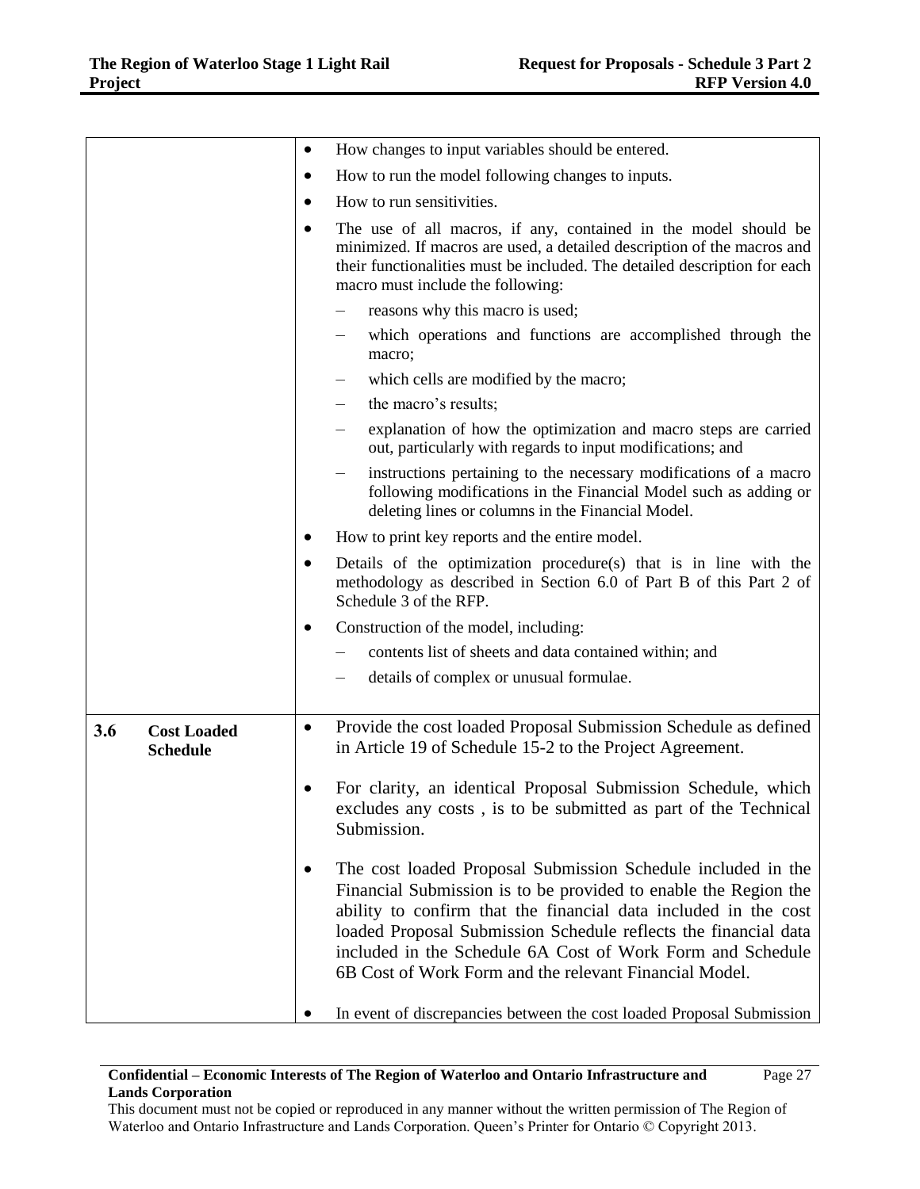| | |
|---|---|
| | • How changes to input variables should be entered.<br>• How to run the model following changes to inputs.<br>• How to run sensitivities.<br>• The use of all macros, if any, contained in the model should be minimized. If macros are used, a detailed description of the macros and their functionalities must be included. The detailed description for each macro must include the following:<br>– reasons why this macro is used;<br>– which operations and functions are accomplished through the macro;<br>– which cells are modified by the macro;<br>– the macro's results;<br>– explanation of how the optimization and macro steps are carried out, particularly with regards to input modifications; and<br>– instructions pertaining to the necessary modifications of a macro following modifications in the Financial Model such as adding or deleting lines or columns in the Financial Model.<br>• How to print key reports and the entire model.<br>• Details of the optimization procedure(s) that is in line with the methodology as described in Section 6.0 of Part B of this Part 2 of Schedule 3 of the RFP.<br>• Construction of the model, including:<br>– contents list of sheets and data contained within; and<br>– details of complex or unusual formulae. |
| **3.6 Cost Loaded Schedule** | • Provide the cost loaded Proposal Submission Schedule as defined in Article 19 of Schedule 15-2 to the Project Agreement.<br>• For clarity, an identical Proposal Submission Schedule, which excludes any costs , is to be submitted as part of the Technical Submission.<br>• The cost loaded Proposal Submission Schedule included in the Financial Submission is to be provided to enable the Region the ability to confirm that the financial data included in the cost loaded Proposal Submission Schedule reflects the financial data included in the Schedule 6A Cost of Work Form and Schedule 6B Cost of Work Form and the relevant Financial Model.<br>• In event of discrepancies between the cost loaded Proposal Submission |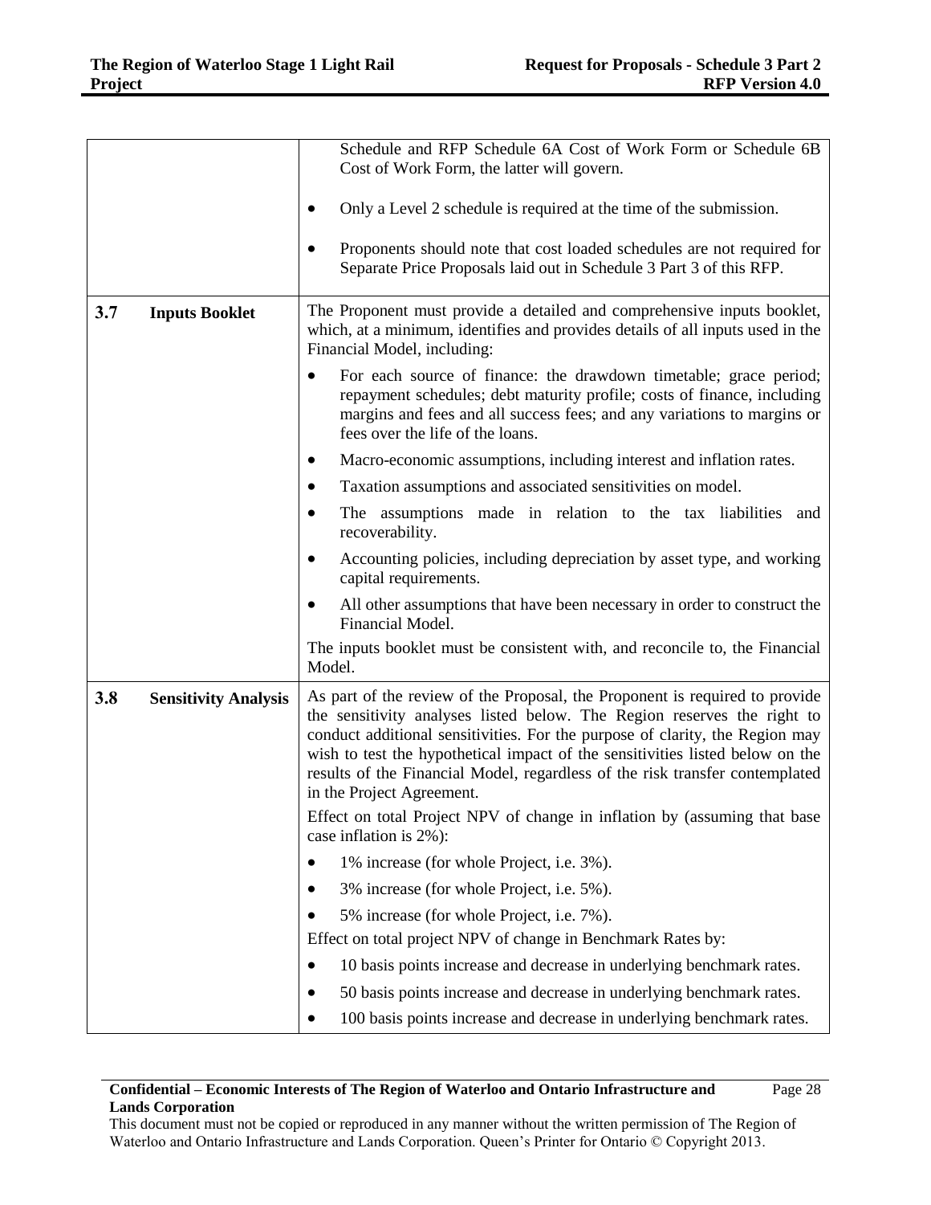| | |
|---|---|
| | Schedule and RFP Schedule 6A Cost of Work Form or Schedule 6B Cost of Work Form, the latter will govern.<br><br>• Only a Level 2 schedule is required at the time of the submission.<br><br>• Proponents should note that cost loaded schedules are not required for Separate Price Proposals laid out in Schedule 3 Part 3 of this RFP. |
| **3.7 Inputs Booklet** | The Proponent must provide a detailed and comprehensive inputs booklet, which, at a minimum, identifies and provides details of all inputs used in the Financial Model, including:<br><br>• For each source of finance: the drawdown timetable; grace period; repayment schedules; debt maturity profile; costs of finance, including margins and fees and all success fees; and any variations to margins or fees over the life of the loans.<br>• Macro-economic assumptions, including interest and inflation rates.<br>• Taxation assumptions and associated sensitivities on model.<br>• The assumptions made in relation to the tax liabilities and recoverability.<br>• Accounting policies, including depreciation by asset type, and working capital requirements.<br>• All other assumptions that have been necessary in order to construct the Financial Model.<br><br>The inputs booklet must be consistent with, and reconcile to, the Financial Model. |
| **3.8 Sensitivity Analysis** | As part of the review of the Proposal, the Proponent is required to provide the sensitivity analyses listed below. The Region reserves the right to conduct additional sensitivities. For the purpose of clarity, the Region may wish to test the hypothetical impact of the sensitivities listed below on the results of the Financial Model, regardless of the risk transfer contemplated in the Project Agreement.<br><br>Effect on total Project NPV of change in inflation by (assuming that base case inflation is 2%):<br><br>• 1% increase (for whole Project, i.e. 3%).<br>• 3% increase (for whole Project, i.e. 5%).<br>• 5% increase (for whole Project, i.e. 7%).<br><br>Effect on total project NPV of change in Benchmark Rates by:<br><br>• 10 basis points increase and decrease in underlying benchmark rates.<br>• 50 basis points increase and decrease in underlying benchmark rates.<br>• 100 basis points increase and decrease in underlying benchmark rates. |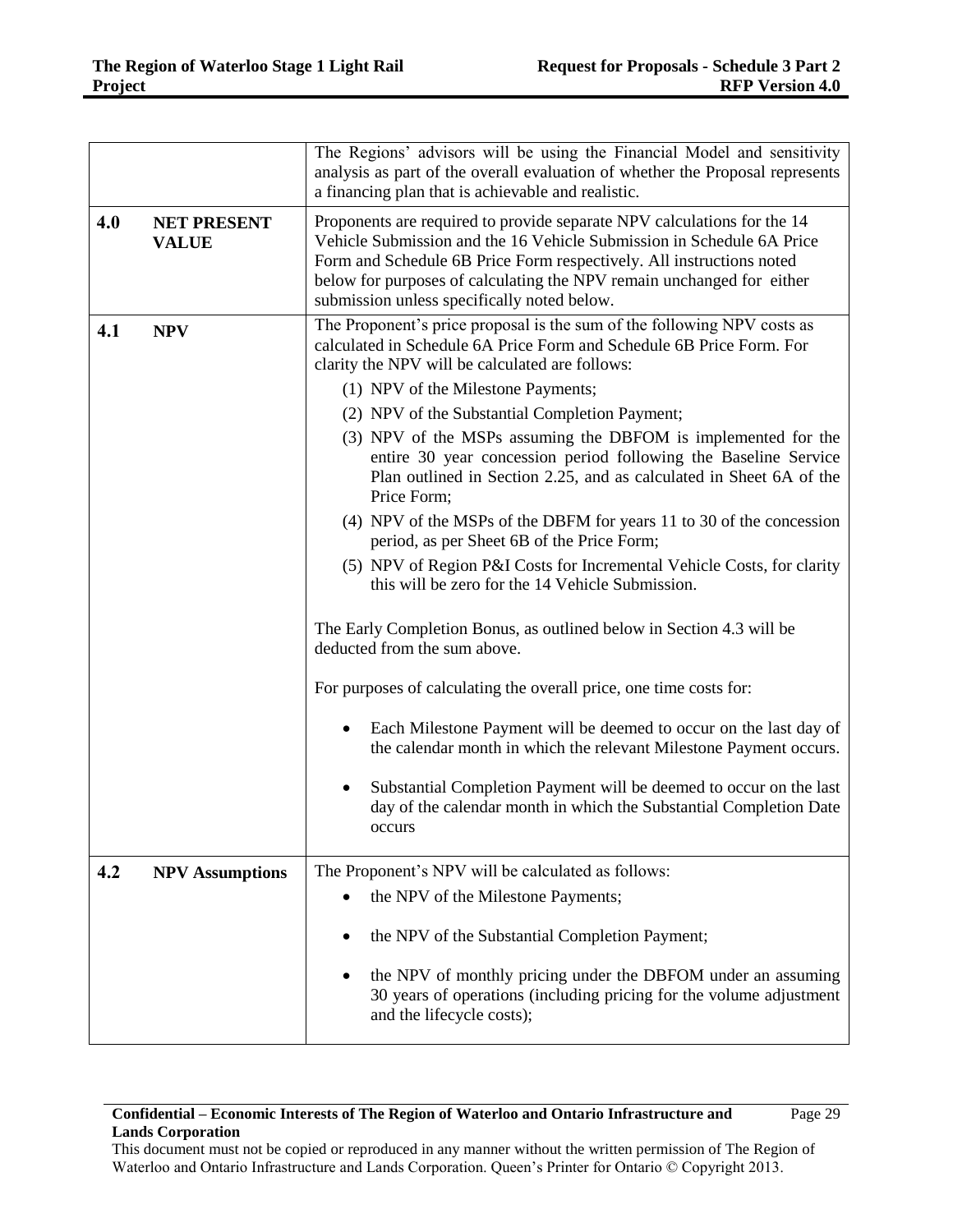| | | |
|---|---|---|
| | | The Regions' advisors will be using the Financial Model and sensitivity analysis as part of the overall evaluation of whether the Proposal represents a financing plan that is achievable and realistic. |
| **4.0** | **NET PRESENT VALUE** | Proponents are required to provide separate NPV calculations for the 14 Vehicle Submission and the 16 Vehicle Submission in Schedule 6A Price Form and Schedule 6B Price Form respectively. All instructions noted below for purposes of calculating the NPV remain unchanged for either submission unless specifically noted below. |
| **4.1** | **NPV** | The Proponent's price proposal is the sum of the following NPV costs as calculated in Schedule 6A Price Form and Schedule 6B Price Form. For clarity the NPV will be calculated are follows:<br>(1) NPV of the Milestone Payments;<br>(2) NPV of the Substantial Completion Payment;<br>(3) NPV of the MSPs assuming the DBFOM is implemented for the entire 30 year concession period following the Baseline Service Plan outlined in Section 2.25, and as calculated in Sheet 6A of the Price Form;<br>(4) NPV of the MSPs of the DBFM for years 11 to 30 of the concession period, as per Sheet 6B of the Price Form;<br>(5) NPV of Region P&I Costs for Incremental Vehicle Costs, for clarity this will be zero for the 14 Vehicle Submission.<br><br>The Early Completion Bonus, as outlined below in Section 4.3 will be deducted from the sum above.<br><br>For purposes of calculating the overall price, one time costs for:<br>• Each Milestone Payment will be deemed to occur on the last day of the calendar month in which the relevant Milestone Payment occurs.<br>• Substantial Completion Payment will be deemed to occur on the last day of the calendar month in which the Substantial Completion Date occurs |
| **4.2** | **NPV Assumptions** | The Proponent's NPV will be calculated as follows:<br>• the NPV of the Milestone Payments;<br>• the NPV of the Substantial Completion Payment;<br>• the NPV of monthly pricing under the DBFOM under an assuming 30 years of operations (including pricing for the volume adjustment and the lifecycle costs); |

**Confidential – Economic Interests of The Region of Waterloo and Ontario Infrastructure and Lands Corporation**

This document must not be copied or reproduced in any manner without the written permission of The Region of Waterloo and Ontario Infrastructure and Lands Corporation. Queen's Printer for Ontario © Copyright 2013.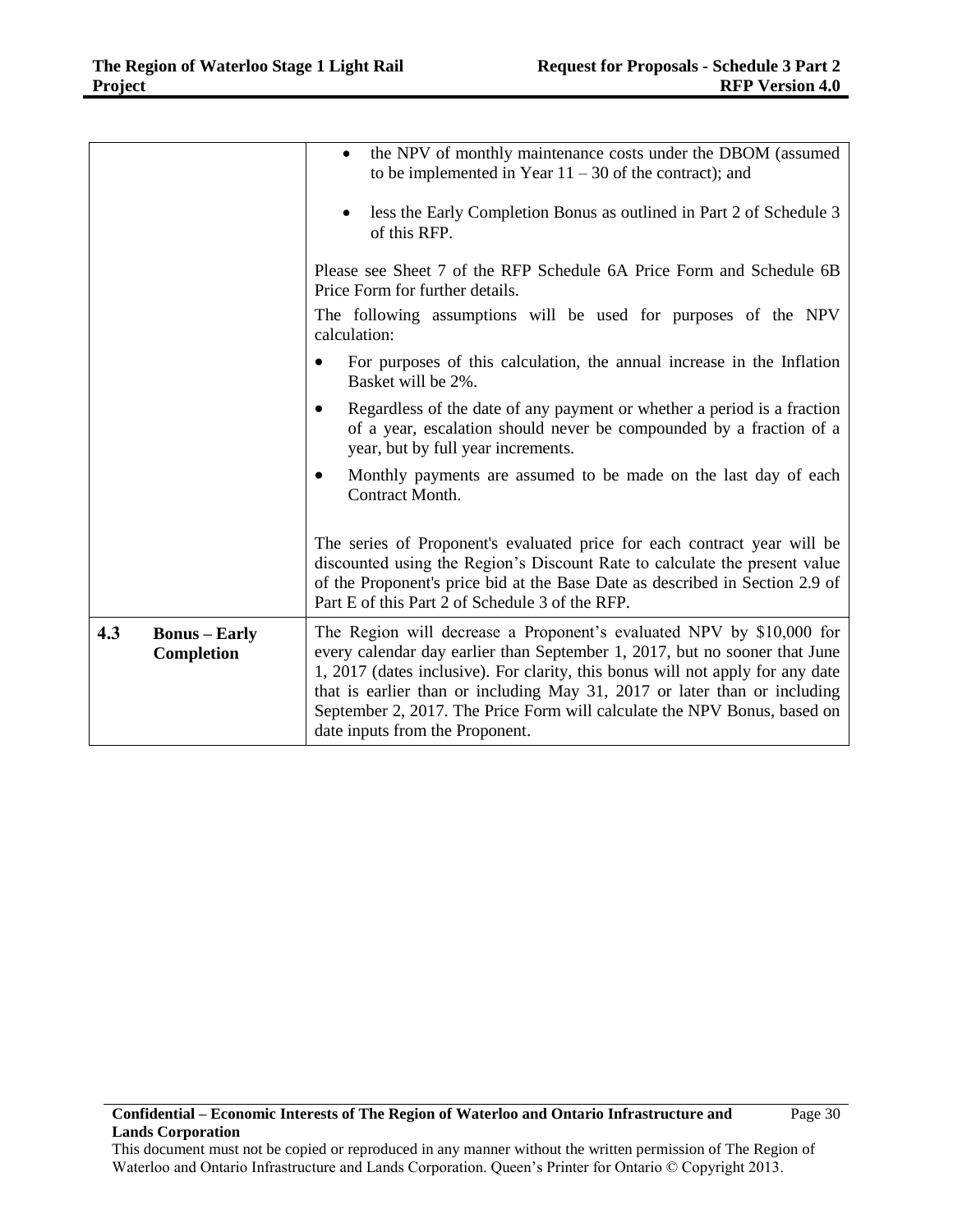| | |
|---|---|
| | • the NPV of monthly maintenance costs under the DBOM (assumed to be implemented in Year 11 – 30 of the contract); and<br><br>• less the Early Completion Bonus as outlined in Part 2 of Schedule 3 of this RFP.<br><br>Please see Sheet 7 of the RFP Schedule 6A Price Form and Schedule 6B Price Form for further details.<br><br>The following assumptions will be used for purposes of the NPV calculation:<br><br>• For purposes of this calculation, the annual increase in the Inflation Basket will be 2%.<br><br>• Regardless of the date of any payment or whether a period is a fraction of a year, escalation should never be compounded by a fraction of a year, but by full year increments.<br><br>• Monthly payments are assumed to be made on the last day of each Contract Month.<br><br>The series of Proponent's evaluated price for each contract year will be discounted using the Region's Discount Rate to calculate the present value of the Proponent's price bid at the Base Date as described in Section 2.9 of Part E of this Part 2 of Schedule 3 of the RFP. |
| **4.3 Bonus – Early Completion** | The Region will decrease a Proponent's evaluated NPV by $10,000 for every calendar day earlier than September 1, 2017, but no sooner that June 1, 2017 (dates inclusive). For clarity, this bonus will not apply for any date that is earlier than or including May 31, 2017 or later than or including September 2, 2017. The Price Form will calculate the NPV Bonus, based on date inputs from the Proponent. |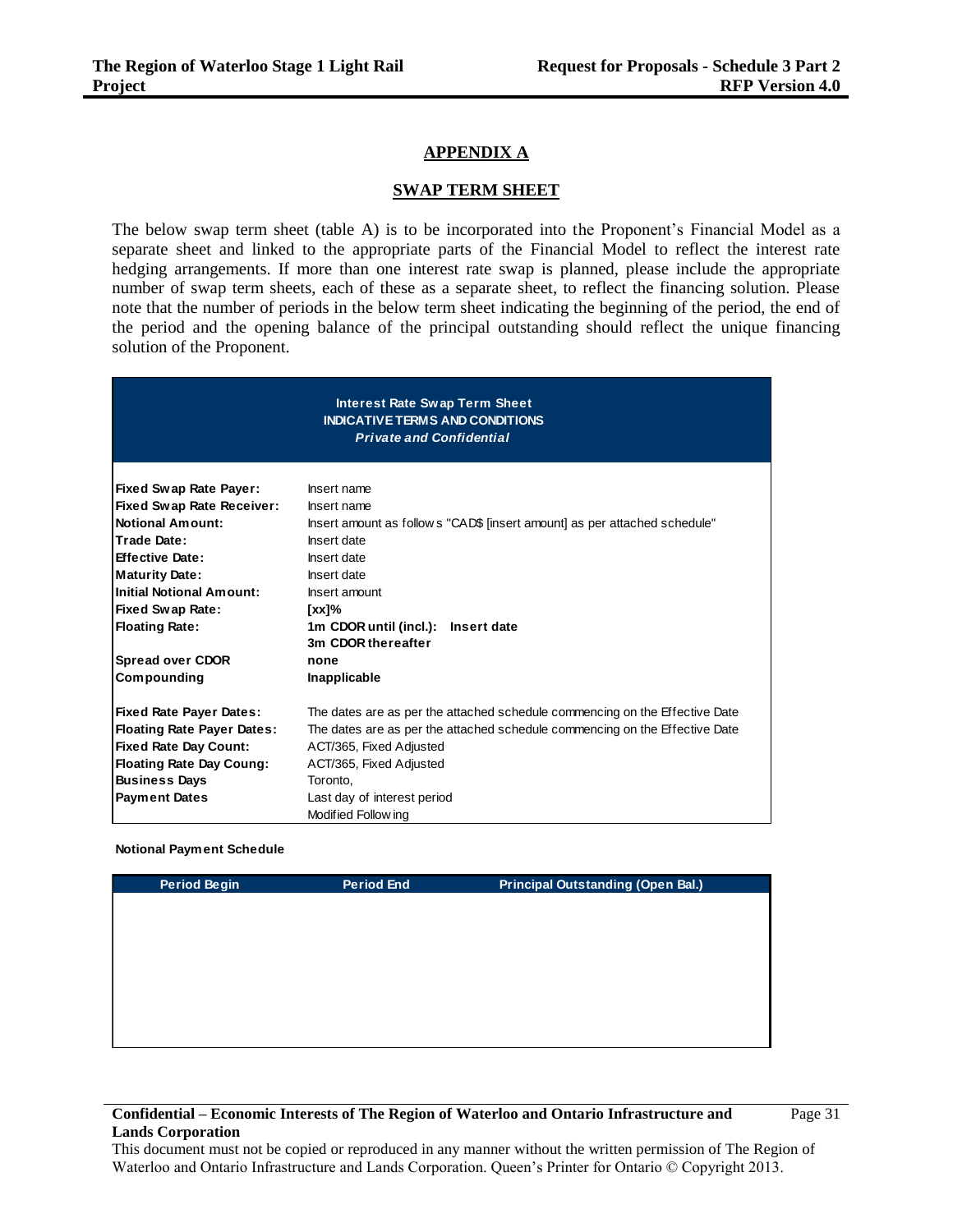## APPENDIX A

### SWAP TERM SHEET

The below swap term sheet (table A) is to be incorporated into the Proponent's Financial Model as a separate sheet and linked to the appropriate parts of the Financial Model to reflect the interest rate hedging arrangements. If more than one interest rate swap is planned, please include the appropriate number of swap term sheets, each of these as a separate sheet, to reflect the financing solution. Please note that the number of periods in the below term sheet indicating the beginning of the period, the end of the period and the opening balance of the principal outstanding should reflect the unique financing solution of the Proponent.

**Interest Rate Swap Term Sheet**
**INDICATIVE TERMS AND CONDITIONS**
***Private and Confidential***

| | |
|---|---|
| **Fixed Swap Rate Payer:** | Insert name |
| **Fixed Swap Rate Receiver:** | Insert name |
| **Notional Amount:** | Insert amount as follows "CAD$ [insert amount] as per attached schedule" |
| **Trade Date:** | Insert date |
| **Effective Date:** | Insert date |
| **Maturity Date:** | Insert date |
| **Initial Notional Amount:** | Insert amount |
| **Fixed Swap Rate:** | **[xx]%** |
| **Floating Rate:** | **1m CDOR until (incl.): Insert date**<br>**3m CDOR thereafter** |
| **Spread over CDOR** | **none** |
| **Compounding** | **Inapplicable** |
| **Fixed Rate Payer Dates:** | The dates are as per the attached schedule commencing on the Effective Date |
| **Floating Rate Payer Dates:** | The dates are as per the attached schedule commencing on the Effective Date |
| **Fixed Rate Day Count:** | ACT/365, Fixed Adjusted |
| **Floating Rate Day Coung:** | ACT/365, Fixed Adjusted |
| **Business Days** | Toronto, |
| **Payment Dates** | Last day of interest period<br>Modified Following |

**Notional Payment Schedule**

| Period Begin | Period End | Principal Outstanding (Open Bal.) |
|---|---|---|
| | | |

**Confidential – Economic Interests of The Region of Waterloo and Ontario Infrastructure and Lands Corporation**

This document must not be copied or reproduced in any manner without the written permission of The Region of Waterloo and Ontario Infrastructure and Lands Corporation. Queen's Printer for Ontario © Copyright 2013.